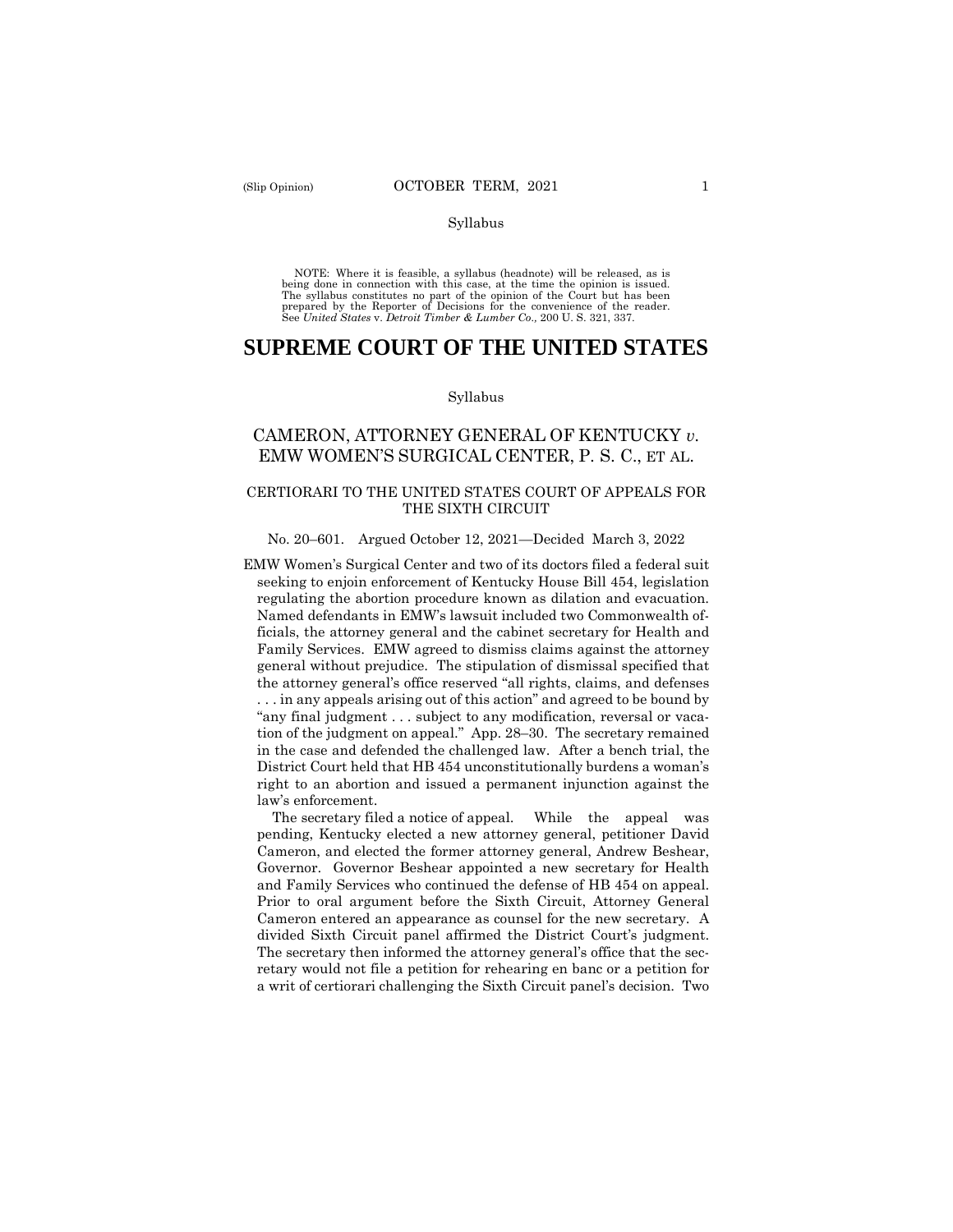Syllabus

NOTE: Where it is feasible, a syllabus (headnote) will be released, as is being done in connection with this case, at the time the opinion is issued. The syllabus constitutes no part of the opinion of the Court but has been prepared by the Reporter of Decisions for the convenience of the reader. See *United States* v. *Detroit Timber & Lumber Co.,* 200 U. S. 321, 337.

# SUPREME COURT OF THE UNITED STATES

Syllabus

## CAMERON, ATTORNEY GENERAL OF KENTUCKY *v.* EMW WOMEN'S SURGICAL CENTER, P. S. C., ET AL.

### CERTIORARI TO THE UNITED STATES COURT OF APPEALS FOR THE SIXTH CIRCUIT

No. 20–601. Argued October 12, 2021—Decided March 3, 2022

EMW Women's Surgical Center and two of its doctors filed a federal suit seeking to enjoin enforcement of Kentucky House Bill 454, legislation regulating the abortion procedure known as dilation and evacuation. Named defendants in EMW's lawsuit included two Commonwealth officials, the attorney general and the cabinet secretary for Health and Family Services. EMW agreed to dismiss claims against the attorney general without prejudice. The stipulation of dismissal specified that the attorney general's office reserved "all rights, claims, and defenses . . . in any appeals arising out of this action" and agreed to be bound by "any final judgment . . . subject to any modification, reversal or vacation of the judgment on appeal." App. 28–30. The secretary remained in the case and defended the challenged law. After a bench trial, the District Court held that HB 454 unconstitutionally burdens a woman's right to an abortion and issued a permanent injunction against the law's enforcement.

The secretary filed a notice of appeal. While the appeal was pending, Kentucky elected a new attorney general, petitioner David Cameron, and elected the former attorney general, Andrew Beshear, Governor. Governor Beshear appointed a new secretary for Health and Family Services who continued the defense of HB 454 on appeal. Prior to oral argument before the Sixth Circuit, Attorney General Cameron entered an appearance as counsel for the new secretary. A divided Sixth Circuit panel affirmed the District Court's judgment. The secretary then informed the attorney general's office that the secretary would not file a petition for rehearing en banc or a petition for a writ of certiorari challenging the Sixth Circuit panel's decision. Two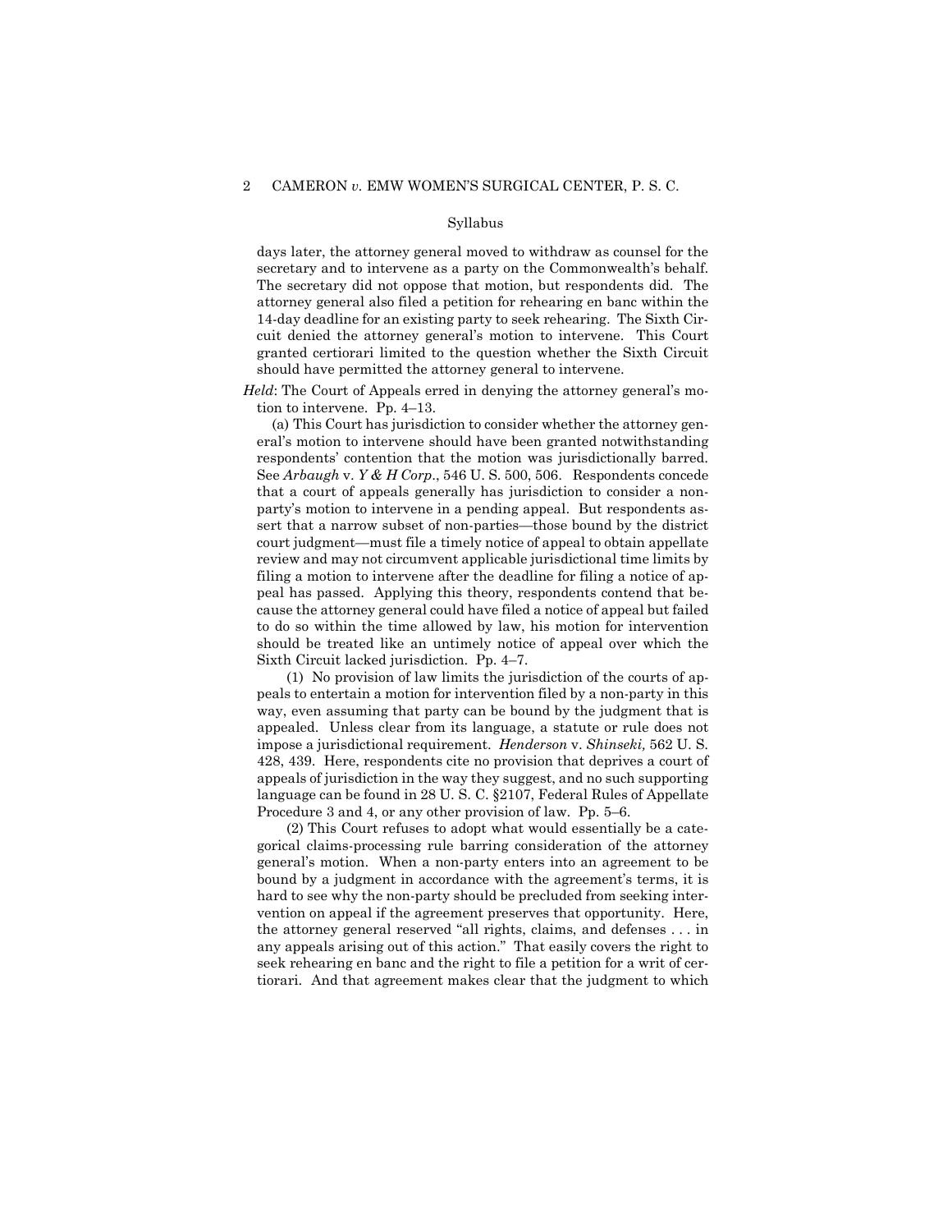Syllabus

days later, the attorney general moved to withdraw as counsel for the secretary and to intervene as a party on the Commonwealth's behalf. The secretary did not oppose that motion, but respondents did. The attorney general also filed a petition for rehearing en banc within the 14-day deadline for an existing party to seek rehearing. The Sixth Circuit denied the attorney general's motion to intervene. This Court granted certiorari limited to the question whether the Sixth Circuit should have permitted the attorney general to intervene.

*Held*: The Court of Appeals erred in denying the attorney general's motion to intervene. Pp. 4–13.

(a) This Court has jurisdiction to consider whether the attorney general's motion to intervene should have been granted notwithstanding respondents' contention that the motion was jurisdictionally barred. See *Arbaugh* v. *Y & H Corp*., 546 U. S. 500, 506. Respondents concede that a court of appeals generally has jurisdiction to consider a non-party's motion to intervene in a pending appeal. But respondents assert that a narrow subset of non-parties—those bound by the district court judgment—must file a timely notice of appeal to obtain appellate review and may not circumvent applicable jurisdictional time limits by filing a motion to intervene after the deadline for filing a notice of appeal has passed. Applying this theory, respondents contend that because the attorney general could have filed a notice of appeal but failed to do so within the time allowed by law, his motion for intervention should be treated like an untimely notice of appeal over which the Sixth Circuit lacked jurisdiction. Pp. 4–7.

(1) No provision of law limits the jurisdiction of the courts of appeals to entertain a motion for intervention filed by a non-party in this way, even assuming that party can be bound by the judgment that is appealed. Unless clear from its language, a statute or rule does not impose a jurisdictional requirement. *Henderson* v. *Shinseki,* 562 U. S. 428, 439. Here, respondents cite no provision that deprives a court of appeals of jurisdiction in the way they suggest, and no such supporting language can be found in 28 U. S. C. §2107, Federal Rules of Appellate Procedure 3 and 4, or any other provision of law. Pp. 5–6.

(2) This Court refuses to adopt what would essentially be a categorical claims-processing rule barring consideration of the attorney general's motion. When a non-party enters into an agreement to be bound by a judgment in accordance with the agreement's terms, it is hard to see why the non-party should be precluded from seeking intervention on appeal if the agreement preserves that opportunity. Here, the attorney general reserved "all rights, claims, and defenses . . . in any appeals arising out of this action." That easily covers the right to seek rehearing en banc and the right to file a petition for a writ of certiorari. And that agreement makes clear that the judgment to which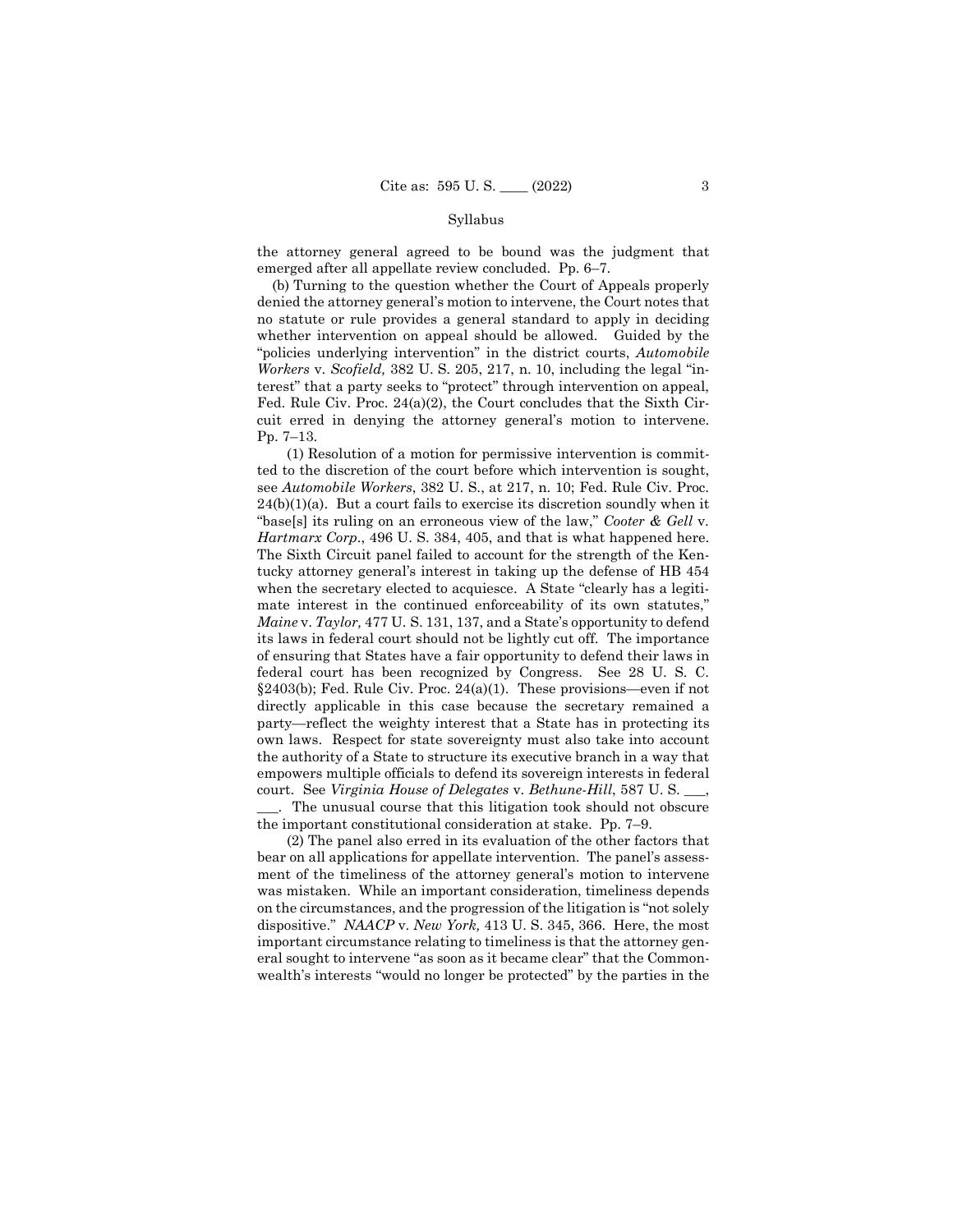Syllabus

the attorney general agreed to be bound was the judgment that emerged after all appellate review concluded. Pp. 6–7.

(b) Turning to the question whether the Court of Appeals properly denied the attorney general's motion to intervene, the Court notes that no statute or rule provides a general standard to apply in deciding whether intervention on appeal should be allowed. Guided by the "policies underlying intervention" in the district courts, *Automobile Workers* v. *Scofield,* 382 U. S. 205, 217, n. 10, including the legal "interest" that a party seeks to "protect" through intervention on appeal, Fed. Rule Civ. Proc. 24(a)(2), the Court concludes that the Sixth Circuit erred in denying the attorney general's motion to intervene. Pp. 7–13.

(1) Resolution of a motion for permissive intervention is committed to the discretion of the court before which intervention is sought, see *Automobile Workers*, 382 U. S., at 217, n. 10; Fed. Rule Civ. Proc. 24(b)(1)(a). But a court fails to exercise its discretion soundly when it "base[s] its ruling on an erroneous view of the law," *Cooter & Gell* v. *Hartmarx Corp*., 496 U. S. 384, 405, and that is what happened here. The Sixth Circuit panel failed to account for the strength of the Kentucky attorney general's interest in taking up the defense of HB 454 when the secretary elected to acquiesce. A State "clearly has a legitimate interest in the continued enforceability of its own statutes," *Maine* v. *Taylor,* 477 U. S. 131, 137, and a State's opportunity to defend its laws in federal court should not be lightly cut off. The importance of ensuring that States have a fair opportunity to defend their laws in federal court has been recognized by Congress. See 28 U. S. C. §2403(b); Fed. Rule Civ. Proc. 24(a)(1). These provisions—even if not directly applicable in this case because the secretary remained a party—reflect the weighty interest that a State has in protecting its own laws. Respect for state sovereignty must also take into account the authority of a State to structure its executive branch in a way that empowers multiple officials to defend its sovereign interests in federal court. See *Virginia House of Delegates* v. *Bethune-Hill*, 587 U. S. \_\_\_, \_\_\_. The unusual course that this litigation took should not obscure the important constitutional consideration at stake. Pp. 7–9.

(2) The panel also erred in its evaluation of the other factors that bear on all applications for appellate intervention. The panel's assessment of the timeliness of the attorney general's motion to intervene was mistaken. While an important consideration, timeliness depends on the circumstances, and the progression of the litigation is "not solely dispositive." *NAACP* v. *New York,* 413 U. S. 345, 366. Here, the most important circumstance relating to timeliness is that the attorney general sought to intervene "as soon as it became clear" that the Commonwealth's interests "would no longer be protected" by the parties in the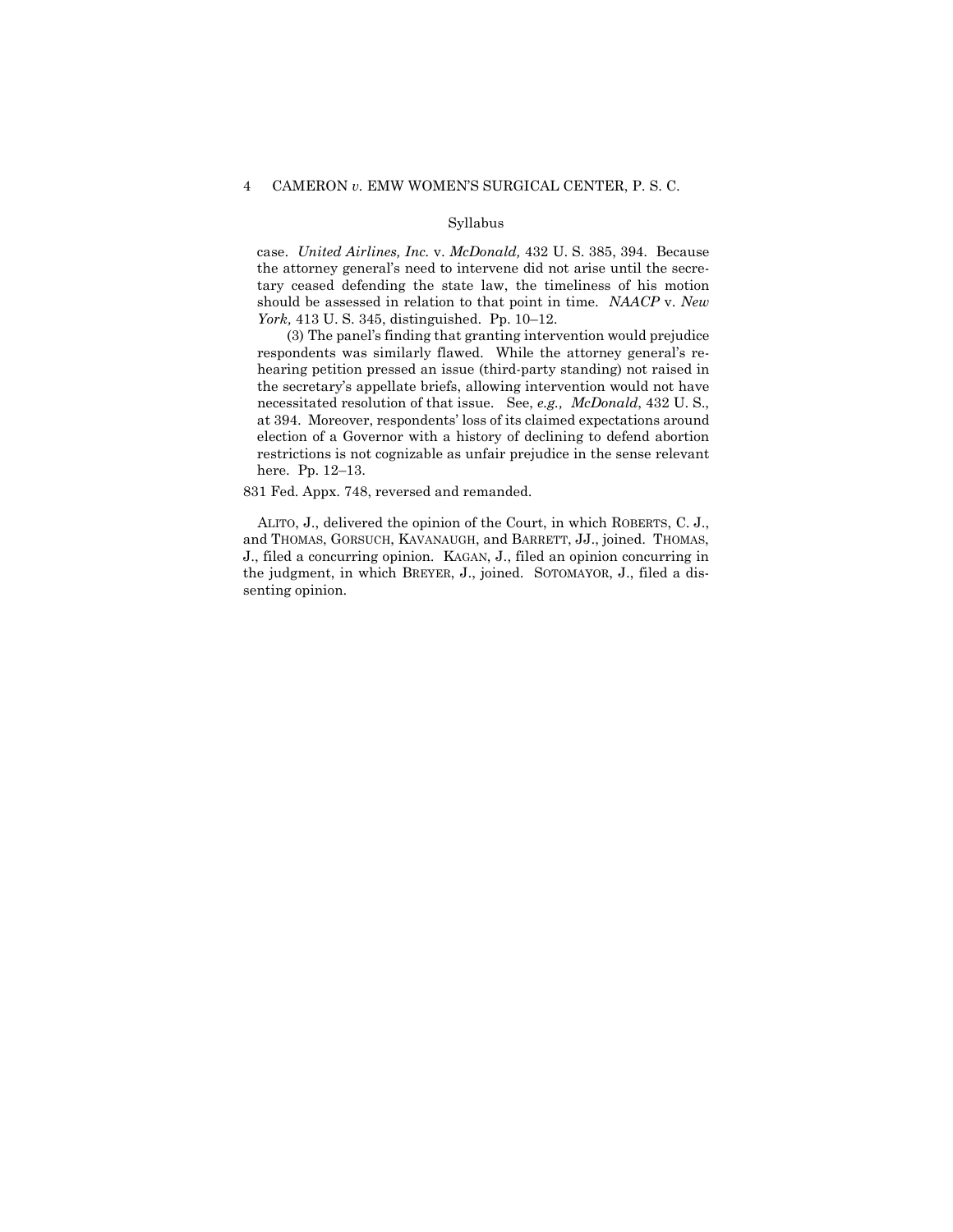Syllabus

case. *United Airlines, Inc.* v. *McDonald,* 432 U. S. 385, 394. Because the attorney general's need to intervene did not arise until the secretary ceased defending the state law, the timeliness of his motion should be assessed in relation to that point in time. *NAACP* v. *New York,* 413 U. S. 345, distinguished. Pp. 10–12.

(3) The panel's finding that granting intervention would prejudice respondents was similarly flawed. While the attorney general's rehearing petition pressed an issue (third-party standing) not raised in the secretary's appellate briefs, allowing intervention would not have necessitated resolution of that issue. See, *e.g., McDonald*, 432 U. S., at 394. Moreover, respondents' loss of its claimed expectations around election of a Governor with a history of declining to defend abortion restrictions is not cognizable as unfair prejudice in the sense relevant here. Pp. 12–13.

831 Fed. Appx. 748, reversed and remanded.

ALITO, J., delivered the opinion of the Court, in which ROBERTS, C. J., and THOMAS, GORSUCH, KAVANAUGH, and BARRETT, JJ., joined. THOMAS, J., filed a concurring opinion. KAGAN, J., filed an opinion concurring in the judgment, in which BREYER, J., joined. SOTOMAYOR, J., filed a dissenting opinion.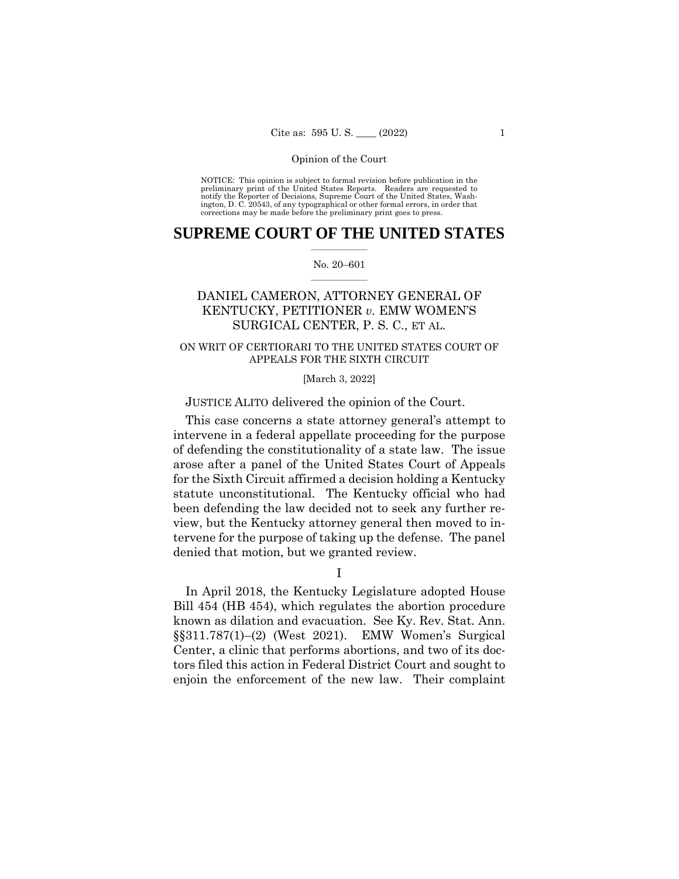Opinion of the Court

NOTICE: This opinion is subject to formal revision before publication in the preliminary print of the United States Reports. Readers are requested to notify the Reporter of Decisions, Supreme Court of the United States, Washington, D. C. 20543, of any typographical or other formal errors, in order that corrections may be made before the preliminary print goes to press.

# SUPREME COURT OF THE UNITED STATES

No. 20–601

## DANIEL CAMERON, ATTORNEY GENERAL OF KENTUCKY, PETITIONER *v.* EMW WOMEN'S SURGICAL CENTER, P. S. C., ET AL.

ON WRIT OF CERTIORARI TO THE UNITED STATES COURT OF APPEALS FOR THE SIXTH CIRCUIT

[March 3, 2022]

JUSTICE ALITO delivered the opinion of the Court.

This case concerns a state attorney general's attempt to intervene in a federal appellate proceeding for the purpose of defending the constitutionality of a state law. The issue arose after a panel of the United States Court of Appeals for the Sixth Circuit affirmed a decision holding a Kentucky statute unconstitutional. The Kentucky official who had been defending the law decided not to seek any further review, but the Kentucky attorney general then moved to intervene for the purpose of taking up the defense. The panel denied that motion, but we granted review.

I

In April 2018, the Kentucky Legislature adopted House Bill 454 (HB 454), which regulates the abortion procedure known as dilation and evacuation. See Ky. Rev. Stat. Ann. §§311.787(1)–(2) (West 2021). EMW Women's Surgical Center, a clinic that performs abortions, and two of its doctors filed this action in Federal District Court and sought to enjoin the enforcement of the new law. Their complaint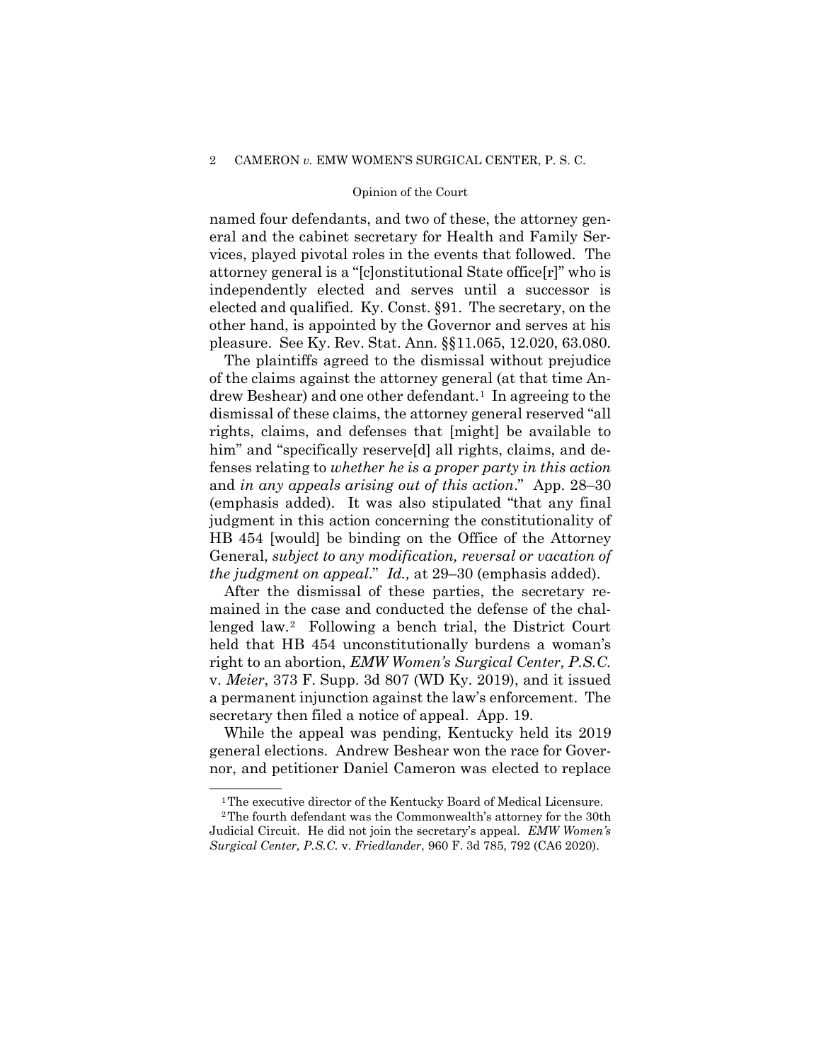named four defendants, and two of these, the attorney general and the cabinet secretary for Health and Family Services, played pivotal roles in the events that followed. The attorney general is a "[c]onstitutional State office[r]" who is independently elected and serves until a successor is elected and qualified. Ky. Const. §91. The secretary, on the other hand, is appointed by the Governor and serves at his pleasure. See Ky. Rev. Stat. Ann. §§11.065, 12.020, 63.080.

The plaintiffs agreed to the dismissal without prejudice of the claims against the attorney general (at that time Andrew Beshear) and one other defendant.[1] In agreeing to the dismissal of these claims, the attorney general reserved "all rights, claims, and defenses that [might] be available to him" and "specifically reserve[d] all rights, claims, and defenses relating to *whether he is a proper party in this action* and *in any appeals arising out of this action*." App. 28–30 (emphasis added). It was also stipulated "that any final judgment in this action concerning the constitutionality of HB 454 [would] be binding on the Office of the Attorney General, *subject to any modification, reversal or vacation of the judgment on appeal*." *Id.,* at 29–30 (emphasis added).

After the dismissal of these parties, the secretary remained in the case and conducted the defense of the challenged law.[2] Following a bench trial, the District Court held that HB 454 unconstitutionally burdens a woman's right to an abortion, *EMW Women's Surgical Center, P.S.C.* v. *Meier*, 373 F. Supp. 3d 807 (WD Ky. 2019), and it issued a permanent injunction against the law's enforcement. The secretary then filed a notice of appeal. App. 19.

While the appeal was pending, Kentucky held its 2019 general elections. Andrew Beshear won the race for Governor, and petitioner Daniel Cameron was elected to replace

[1] The executive director of the Kentucky Board of Medical Licensure.

[2] The fourth defendant was the Commonwealth's attorney for the 30th Judicial Circuit. He did not join the secretary's appeal. *EMW Women's Surgical Center, P.S.C.* v. *Friedlander*, 960 F. 3d 785, 792 (CA6 2020).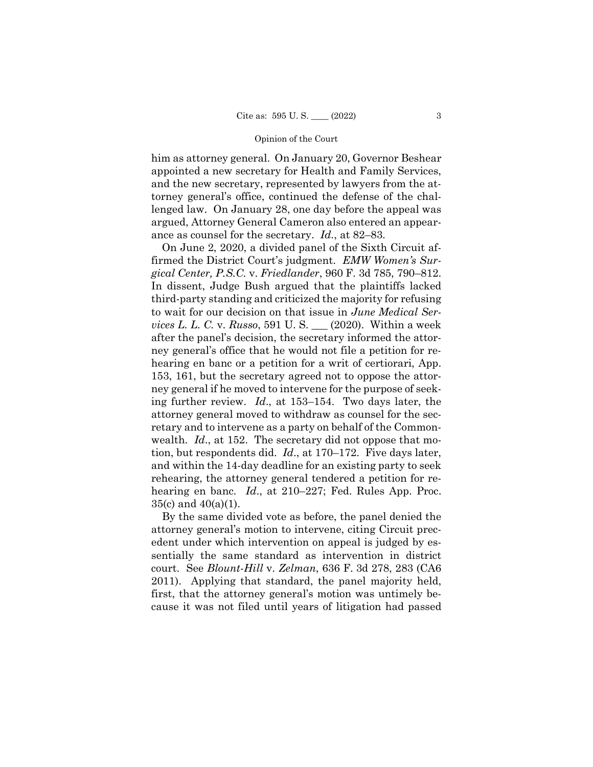him as attorney general. On January 20, Governor Beshear appointed a new secretary for Health and Family Services, and the new secretary, represented by lawyers from the attorney general's office, continued the defense of the challenged law. On January 28, one day before the appeal was argued, Attorney General Cameron also entered an appearance as counsel for the secretary. *Id*., at 82–83.

On June 2, 2020, a divided panel of the Sixth Circuit affirmed the District Court's judgment. *EMW Women's Surgical Center, P.S.C.* v. *Friedlander*, 960 F. 3d 785, 790–812. In dissent, Judge Bush argued that the plaintiffs lacked third-party standing and criticized the majority for refusing to wait for our decision on that issue in *June Medical Services L. L. C.* v. *Russo*, 591 U. S. ___ (2020). Within a week after the panel's decision, the secretary informed the attorney general's office that he would not file a petition for rehearing en banc or a petition for a writ of certiorari, App. 153, 161, but the secretary agreed not to oppose the attorney general if he moved to intervene for the purpose of seeking further review. *Id*., at 153–154. Two days later, the attorney general moved to withdraw as counsel for the secretary and to intervene as a party on behalf of the Commonwealth. *Id*., at 152. The secretary did not oppose that motion, but respondents did. *Id*., at 170–172. Five days later, and within the 14-day deadline for an existing party to seek rehearing, the attorney general tendered a petition for rehearing en banc. *Id*., at 210–227; Fed. Rules App. Proc. 35(c) and 40(a)(1).

By the same divided vote as before, the panel denied the attorney general's motion to intervene, citing Circuit precedent under which intervention on appeal is judged by essentially the same standard as intervention in district court. See *Blount-Hill* v. *Zelman*, 636 F. 3d 278, 283 (CA6 2011). Applying that standard, the panel majority held, first, that the attorney general's motion was untimely because it was not filed until years of litigation had passed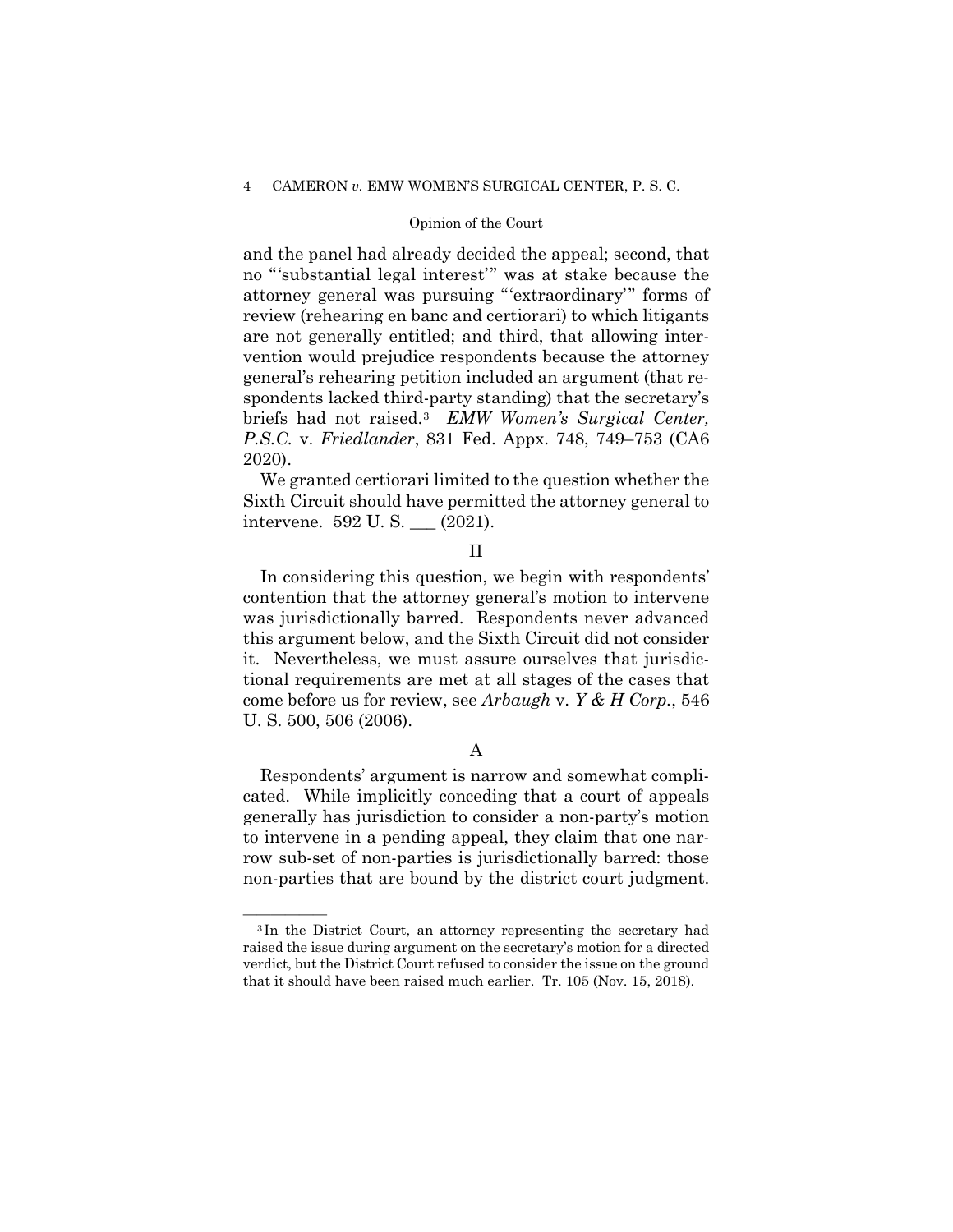and the panel had already decided the appeal; second, that no "'substantial legal interest'" was at stake because the attorney general was pursuing "'extraordinary'" forms of review (rehearing en banc and certiorari) to which litigants are not generally entitled; and third, that allowing intervention would prejudice respondents because the attorney general's rehearing petition included an argument (that respondents lacked third-party standing) that the secretary's briefs had not raised.[3] *EMW Women's Surgical Center, P.S.C.* v. *Friedlander*, 831 Fed. Appx. 748, 749–753 (CA6 2020).

We granted certiorari limited to the question whether the Sixth Circuit should have permitted the attorney general to intervene. 592 U. S. \_\_\_ (2021).

## II

In considering this question, we begin with respondents' contention that the attorney general's motion to intervene was jurisdictionally barred. Respondents never advanced this argument below, and the Sixth Circuit did not consider it. Nevertheless, we must assure ourselves that jurisdictional requirements are met at all stages of the cases that come before us for review, see *Arbaugh* v. *Y & H Corp.*, 546 U. S. 500, 506 (2006).

### A

Respondents' argument is narrow and somewhat complicated. While implicitly conceding that a court of appeals generally has jurisdiction to consider a non-party's motion to intervene in a pending appeal, they claim that one narrow sub-set of non-parties is jurisdictionally barred: those non-parties that are bound by the district court judgment.

---

[3] In the District Court, an attorney representing the secretary had raised the issue during argument on the secretary's motion for a directed verdict, but the District Court refused to consider the issue on the ground that it should have been raised much earlier. Tr. 105 (Nov. 15, 2018).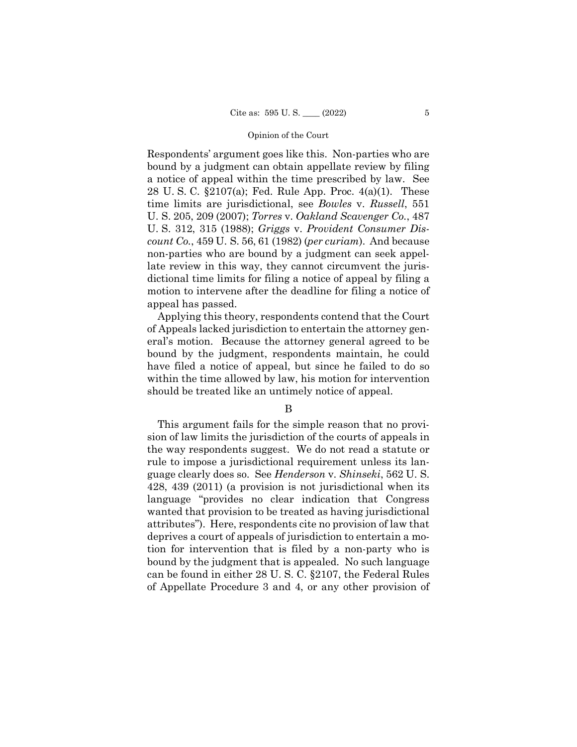Respondents' argument goes like this. Non-parties who are bound by a judgment can obtain appellate review by filing a notice of appeal within the time prescribed by law. See 28 U. S. C. §2107(a); Fed. Rule App. Proc. 4(a)(1). These time limits are jurisdictional, see *Bowles* v. *Russell*, 551 U. S. 205, 209 (2007); *Torres* v. *Oakland Scavenger Co.*, 487 U. S. 312, 315 (1988); *Griggs* v. *Provident Consumer Discount Co.*, 459 U. S. 56, 61 (1982) (*per curiam*). And because non-parties who are bound by a judgment can seek appellate review in this way, they cannot circumvent the jurisdictional time limits for filing a notice of appeal by filing a motion to intervene after the deadline for filing a notice of appeal has passed.

Applying this theory, respondents contend that the Court of Appeals lacked jurisdiction to entertain the attorney general's motion. Because the attorney general agreed to be bound by the judgment, respondents maintain, he could have filed a notice of appeal, but since he failed to do so within the time allowed by law, his motion for intervention should be treated like an untimely notice of appeal.

### B

This argument fails for the simple reason that no provision of law limits the jurisdiction of the courts of appeals in the way respondents suggest. We do not read a statute or rule to impose a jurisdictional requirement unless its language clearly does so. See *Henderson* v. *Shinseki*, 562 U. S. 428, 439 (2011) (a provision is not jurisdictional when its language "provides no clear indication that Congress wanted that provision to be treated as having jurisdictional attributes"). Here, respondents cite no provision of law that deprives a court of appeals of jurisdiction to entertain a motion for intervention that is filed by a non-party who is bound by the judgment that is appealed. No such language can be found in either 28 U. S. C. §2107, the Federal Rules of Appellate Procedure 3 and 4, or any other provision of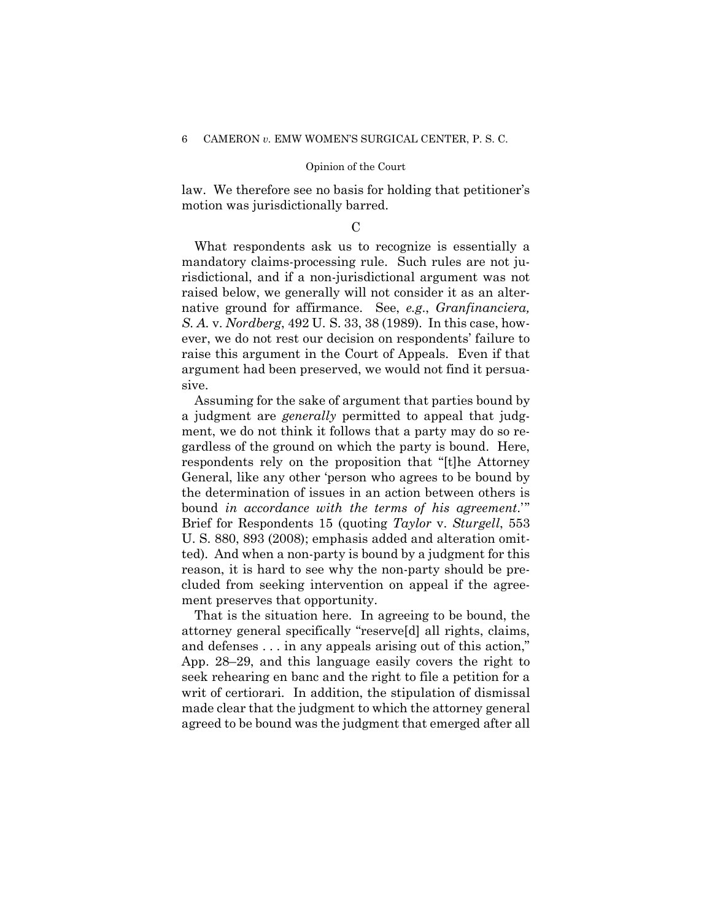law. We therefore see no basis for holding that petitioner's motion was jurisdictionally barred.

C

What respondents ask us to recognize is essentially a mandatory claims-processing rule. Such rules are not jurisdictional, and if a non-jurisdictional argument was not raised below, we generally will not consider it as an alternative ground for affirmance. See, *e.g.*, *Granfinanciera, S. A.* v. *Nordberg*, 492 U. S. 33, 38 (1989). In this case, however, we do not rest our decision on respondents' failure to raise this argument in the Court of Appeals. Even if that argument had been preserved, we would not find it persuasive.

Assuming for the sake of argument that parties bound by a judgment are *generally* permitted to appeal that judgment, we do not think it follows that a party may do so regardless of the ground on which the party is bound. Here, respondents rely on the proposition that "[t]he Attorney General, like any other 'person who agrees to be bound by the determination of issues in an action between others is bound *in accordance with the terms of his agreement*.'" Brief for Respondents 15 (quoting *Taylor* v. *Sturgell*, 553 U. S. 880, 893 (2008); emphasis added and alteration omitted). And when a non-party is bound by a judgment for this reason, it is hard to see why the non-party should be precluded from seeking intervention on appeal if the agreement preserves that opportunity.

That is the situation here. In agreeing to be bound, the attorney general specifically "reserve[d] all rights, claims, and defenses . . . in any appeals arising out of this action," App. 28–29, and this language easily covers the right to seek rehearing en banc and the right to file a petition for a writ of certiorari. In addition, the stipulation of dismissal made clear that the judgment to which the attorney general agreed to be bound was the judgment that emerged after all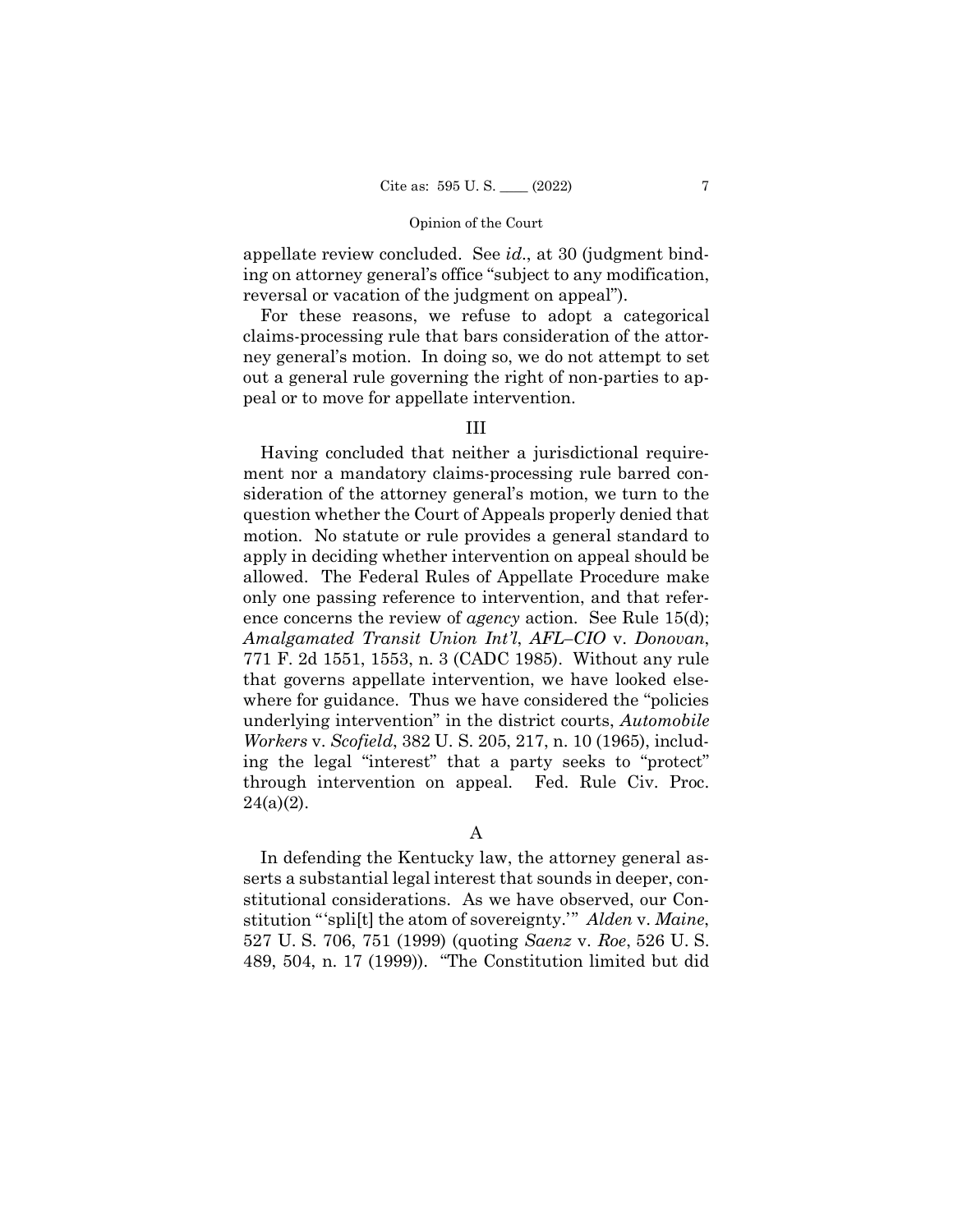appellate review concluded. See *id.*, at 30 (judgment binding on attorney general's office "subject to any modification, reversal or vacation of the judgment on appeal").

For these reasons, we refuse to adopt a categorical claims-processing rule that bars consideration of the attorney general's motion. In doing so, we do not attempt to set out a general rule governing the right of non-parties to appeal or to move for appellate intervention.

## III

Having concluded that neither a jurisdictional requirement nor a mandatory claims-processing rule barred consideration of the attorney general's motion, we turn to the question whether the Court of Appeals properly denied that motion. No statute or rule provides a general standard to apply in deciding whether intervention on appeal should be allowed. The Federal Rules of Appellate Procedure make only one passing reference to intervention, and that reference concerns the review of *agency* action. See Rule 15(d); *Amalgamated Transit Union Int'l, AFL–CIO* v. *Donovan*, 771 F. 2d 1551, 1553, n. 3 (CADC 1985). Without any rule that governs appellate intervention, we have looked elsewhere for guidance. Thus we have considered the "policies underlying intervention" in the district courts, *Automobile Workers* v. *Scofield*, 382 U. S. 205, 217, n. 10 (1965), including the legal "interest" that a party seeks to "protect" through intervention on appeal. Fed. Rule Civ. Proc. 24(a)(2).

### A

In defending the Kentucky law, the attorney general asserts a substantial legal interest that sounds in deeper, constitutional considerations. As we have observed, our Constitution "'spli[t] the atom of sovereignty.'" *Alden* v. *Maine*, 527 U. S. 706, 751 (1999) (quoting *Saenz* v. *Roe*, 526 U. S. 489, 504, n. 17 (1999)). "The Constitution limited but did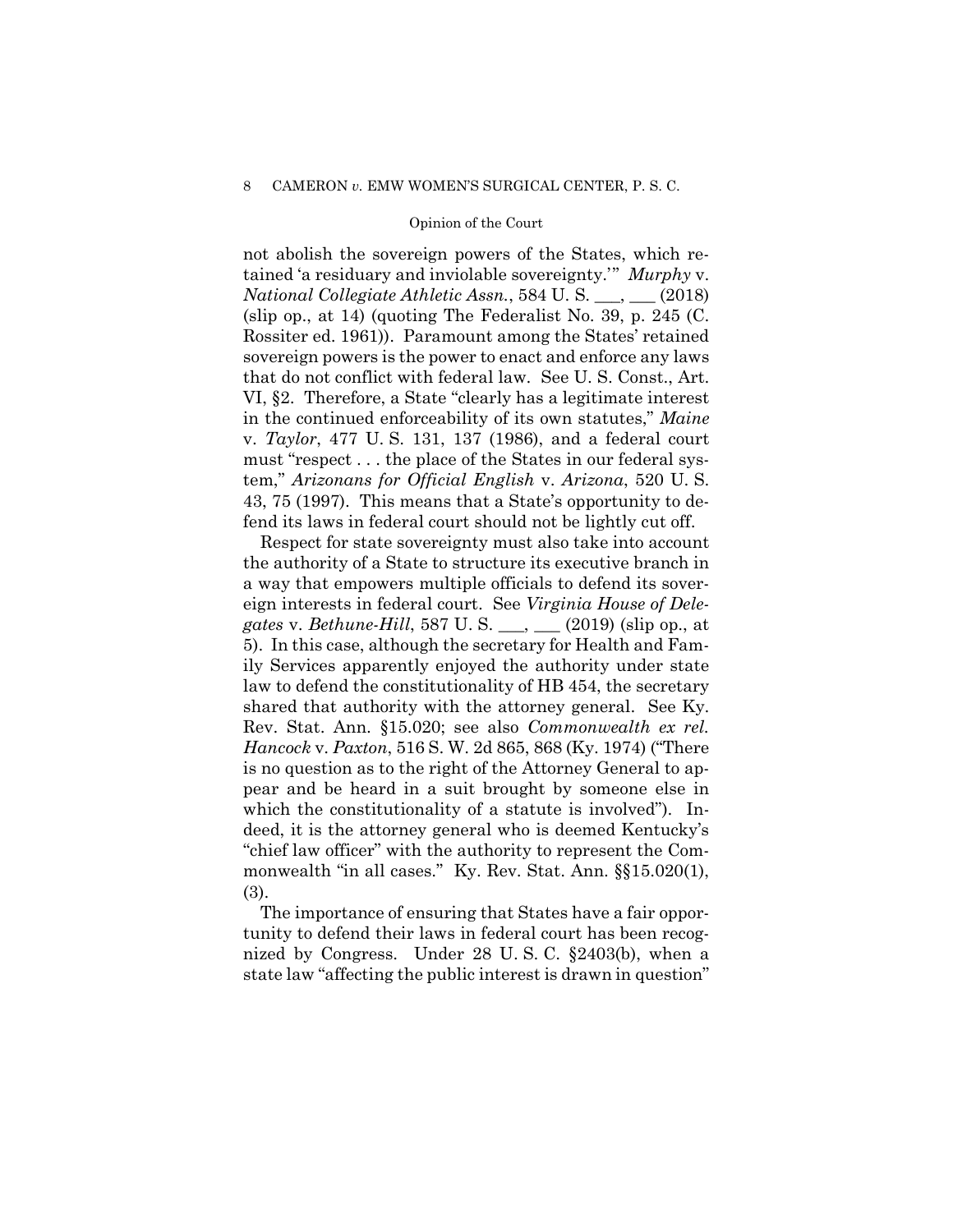not abolish the sovereign powers of the States, which retained 'a residuary and inviolable sovereignty.'" *Murphy* v. *National Collegiate Athletic Assn.*, 584 U. S. ___, ___ (2018) (slip op., at 14) (quoting The Federalist No. 39, p. 245 (C. Rossiter ed. 1961)). Paramount among the States' retained sovereign powers is the power to enact and enforce any laws that do not conflict with federal law. See U. S. Const., Art. VI, §2. Therefore, a State "clearly has a legitimate interest in the continued enforceability of its own statutes," *Maine* v. *Taylor*, 477 U. S. 131, 137 (1986), and a federal court must "respect . . . the place of the States in our federal system," *Arizonans for Official English* v. *Arizona*, 520 U. S. 43, 75 (1997). This means that a State's opportunity to defend its laws in federal court should not be lightly cut off.

Respect for state sovereignty must also take into account the authority of a State to structure its executive branch in a way that empowers multiple officials to defend its sovereign interests in federal court. See *Virginia House of Delegates* v. *Bethune-Hill*, 587 U. S. ___, ___ (2019) (slip op., at 5). In this case, although the secretary for Health and Family Services apparently enjoyed the authority under state law to defend the constitutionality of HB 454, the secretary shared that authority with the attorney general. See Ky. Rev. Stat. Ann. §15.020; see also *Commonwealth ex rel. Hancock* v. *Paxton*, 516 S. W. 2d 865, 868 (Ky. 1974) ("There is no question as to the right of the Attorney General to appear and be heard in a suit brought by someone else in which the constitutionality of a statute is involved"). Indeed, it is the attorney general who is deemed Kentucky's "chief law officer" with the authority to represent the Commonwealth "in all cases." Ky. Rev. Stat. Ann. §§15.020(1), (3).

The importance of ensuring that States have a fair opportunity to defend their laws in federal court has been recognized by Congress. Under 28 U. S. C. §2403(b), when a state law "affecting the public interest is drawn in question"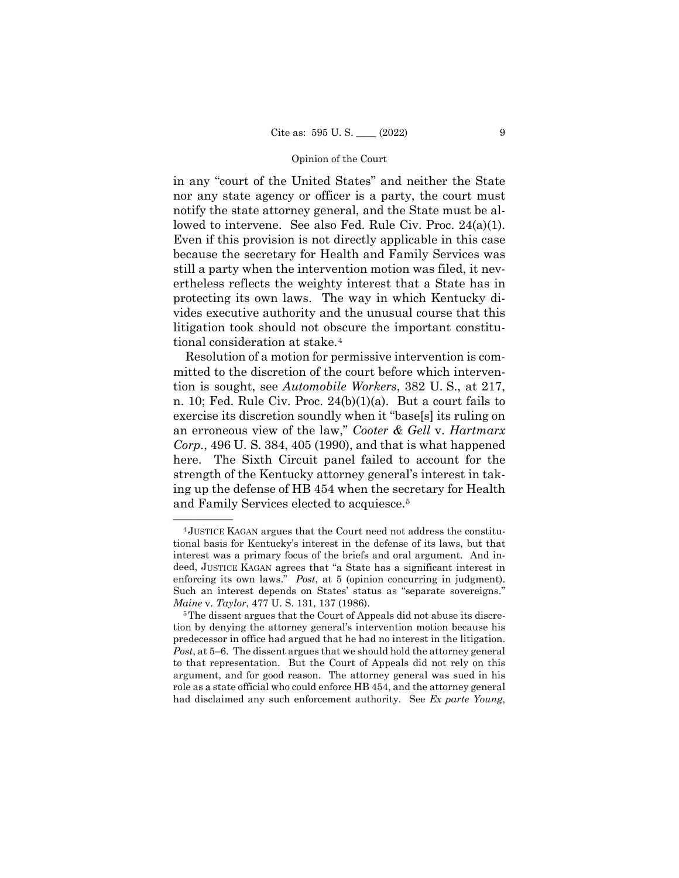in any "court of the United States" and neither the State nor any state agency or officer is a party, the court must notify the state attorney general, and the State must be allowed to intervene. See also Fed. Rule Civ. Proc. 24(a)(1). Even if this provision is not directly applicable in this case because the secretary for Health and Family Services was still a party when the intervention motion was filed, it nevertheless reflects the weighty interest that a State has in protecting its own laws. The way in which Kentucky divides executive authority and the unusual course that this litigation took should not obscure the important constitutional consideration at stake.[4]

Resolution of a motion for permissive intervention is committed to the discretion of the court before which intervention is sought, see *Automobile Workers*, 382 U. S., at 217, n. 10; Fed. Rule Civ. Proc. 24(b)(1)(a). But a court fails to exercise its discretion soundly when it "base[s] its ruling on an erroneous view of the law," *Cooter & Gell* v. *Hartmarx Corp*., 496 U. S. 384, 405 (1990), and that is what happened here. The Sixth Circuit panel failed to account for the strength of the Kentucky attorney general's interest in taking up the defense of HB 454 when the secretary for Health and Family Services elected to acquiesce.[5]

---

[4] JUSTICE KAGAN argues that the Court need not address the constitutional basis for Kentucky's interest in the defense of its laws, but that interest was a primary focus of the briefs and oral argument. And indeed, JUSTICE KAGAN agrees that "a State has a significant interest in enforcing its own laws." *Post*, at 5 (opinion concurring in judgment). Such an interest depends on States' status as "separate sovereigns." *Maine* v. *Taylor*, 477 U. S. 131, 137 (1986).

[5] The dissent argues that the Court of Appeals did not abuse its discretion by denying the attorney general's intervention motion because his predecessor in office had argued that he had no interest in the litigation. *Post*, at 5–6. The dissent argues that we should hold the attorney general to that representation. But the Court of Appeals did not rely on this argument, and for good reason. The attorney general was sued in his role as a state official who could enforce HB 454, and the attorney general had disclaimed any such enforcement authority. See *Ex parte Young*,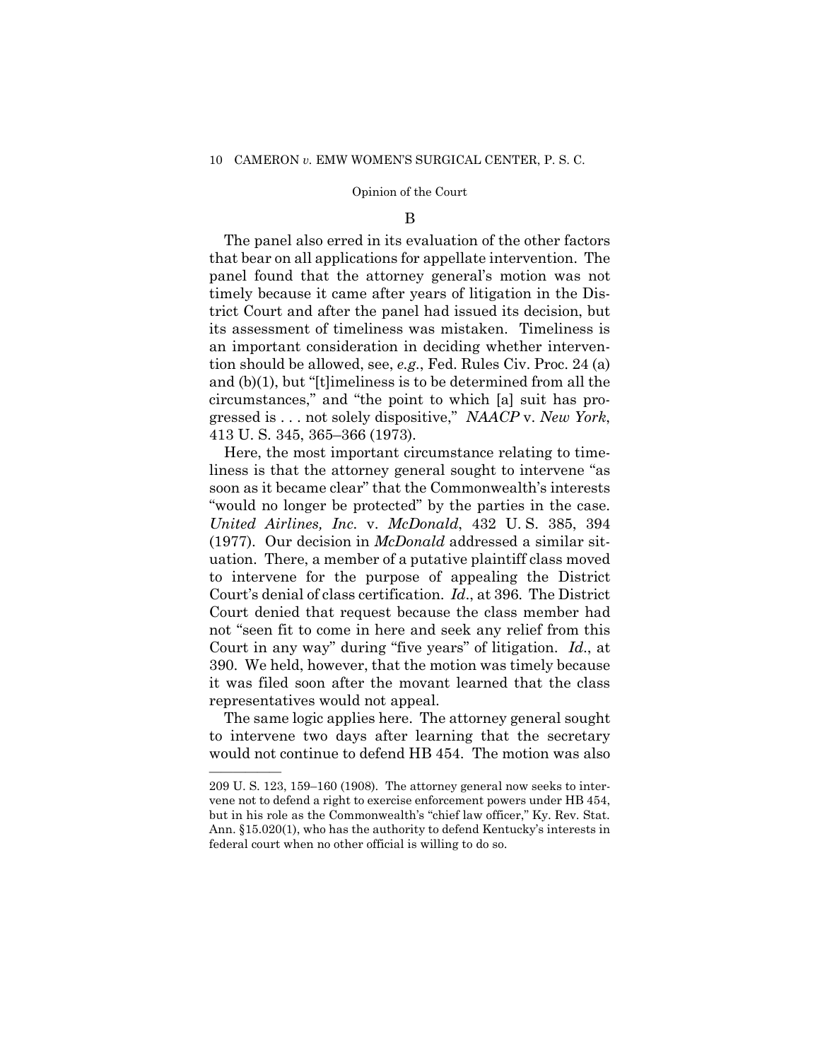### B

The panel also erred in its evaluation of the other factors that bear on all applications for appellate intervention. The panel found that the attorney general's motion was not timely because it came after years of litigation in the District Court and after the panel had issued its decision, but its assessment of timeliness was mistaken. Timeliness is an important consideration in deciding whether intervention should be allowed, see, *e.g.*, Fed. Rules Civ. Proc. 24 (a) and (b)(1), but "[t]imeliness is to be determined from all the circumstances," and "the point to which [a] suit has progressed is . . . not solely dispositive," *NAACP* v. *New York*, 413 U. S. 345, 365–366 (1973).

Here, the most important circumstance relating to timeliness is that the attorney general sought to intervene "as soon as it became clear" that the Commonwealth's interests "would no longer be protected" by the parties in the case. *United Airlines, Inc.* v. *McDonald*, 432 U. S. 385, 394 (1977). Our decision in *McDonald* addressed a similar situation. There, a member of a putative plaintiff class moved to intervene for the purpose of appealing the District Court's denial of class certification. *Id.*, at 396. The District Court denied that request because the class member had not "seen fit to come in here and seek any relief from this Court in any way" during "five years" of litigation. *Id.*, at 390. We held, however, that the motion was timely because it was filed soon after the movant learned that the class representatives would not appeal.

The same logic applies here. The attorney general sought to intervene two days after learning that the secretary would not continue to defend HB 454. The motion was also

---

209 U. S. 123, 159–160 (1908). The attorney general now seeks to intervene not to defend a right to exercise enforcement powers under HB 454, but in his role as the Commonwealth's "chief law officer," Ky. Rev. Stat. Ann. §15.020(1), who has the authority to defend Kentucky's interests in federal court when no other official is willing to do so.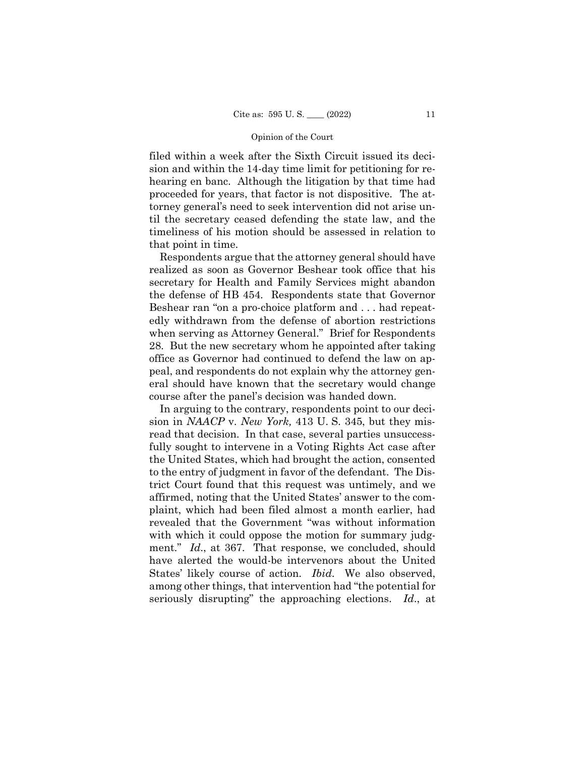filed within a week after the Sixth Circuit issued its decision and within the 14-day time limit for petitioning for rehearing en banc. Although the litigation by that time had proceeded for years, that factor is not dispositive. The attorney general's need to seek intervention did not arise until the secretary ceased defending the state law, and the timeliness of his motion should be assessed in relation to that point in time.

Respondents argue that the attorney general should have realized as soon as Governor Beshear took office that his secretary for Health and Family Services might abandon the defense of HB 454. Respondents state that Governor Beshear ran "on a pro-choice platform and . . . had repeatedly withdrawn from the defense of abortion restrictions when serving as Attorney General." Brief for Respondents 28. But the new secretary whom he appointed after taking office as Governor had continued to defend the law on appeal, and respondents do not explain why the attorney general should have known that the secretary would change course after the panel's decision was handed down.

In arguing to the contrary, respondents point to our decision in *NAACP* v. *New York,* 413 U. S. 345, but they misread that decision. In that case, several parties unsuccessfully sought to intervene in a Voting Rights Act case after the United States, which had brought the action, consented to the entry of judgment in favor of the defendant. The District Court found that this request was untimely, and we affirmed, noting that the United States' answer to the complaint, which had been filed almost a month earlier, had revealed that the Government "was without information with which it could oppose the motion for summary judgment." *Id.*, at 367. That response, we concluded, should have alerted the would-be intervenors about the United States' likely course of action. *Ibid.* We also observed, among other things, that intervention had "the potential for seriously disrupting" the approaching elections. *Id.*, at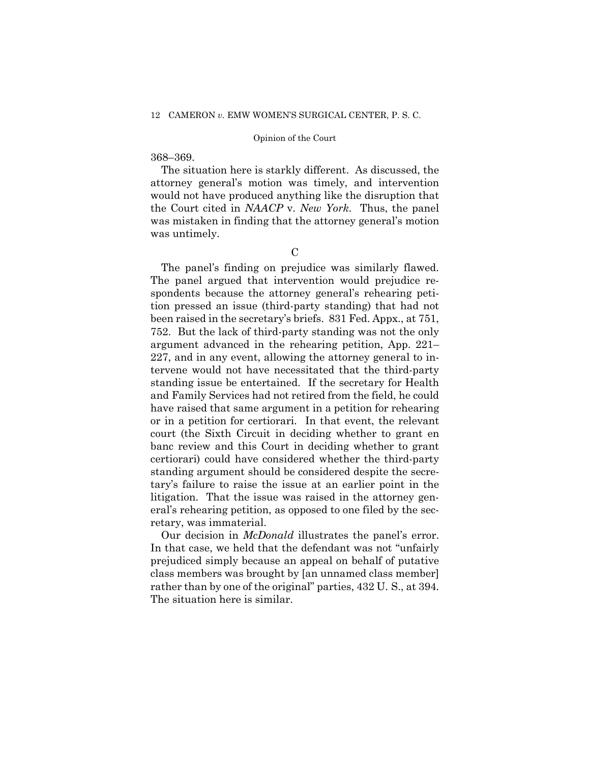368–369.

The situation here is starkly different. As discussed, the attorney general's motion was timely, and intervention would not have produced anything like the disruption that the Court cited in *NAACP* v. *New York*. Thus, the panel was mistaken in finding that the attorney general's motion was untimely.

C

The panel's finding on prejudice was similarly flawed. The panel argued that intervention would prejudice respondents because the attorney general's rehearing petition pressed an issue (third-party standing) that had not been raised in the secretary's briefs. 831 Fed. Appx., at 751, 752. But the lack of third-party standing was not the only argument advanced in the rehearing petition, App. 221–227, and in any event, allowing the attorney general to intervene would not have necessitated that the third-party standing issue be entertained. If the secretary for Health and Family Services had not retired from the field, he could have raised that same argument in a petition for rehearing or in a petition for certiorari. In that event, the relevant court (the Sixth Circuit in deciding whether to grant en banc review and this Court in deciding whether to grant certiorari) could have considered whether the third-party standing argument should be considered despite the secretary's failure to raise the issue at an earlier point in the litigation. That the issue was raised in the attorney general's rehearing petition, as opposed to one filed by the secretary, was immaterial.

Our decision in *McDonald* illustrates the panel's error. In that case, we held that the defendant was not "unfairly prejudiced simply because an appeal on behalf of putative class members was brought by [an unnamed class member] rather than by one of the original" parties, 432 U. S., at 394. The situation here is similar.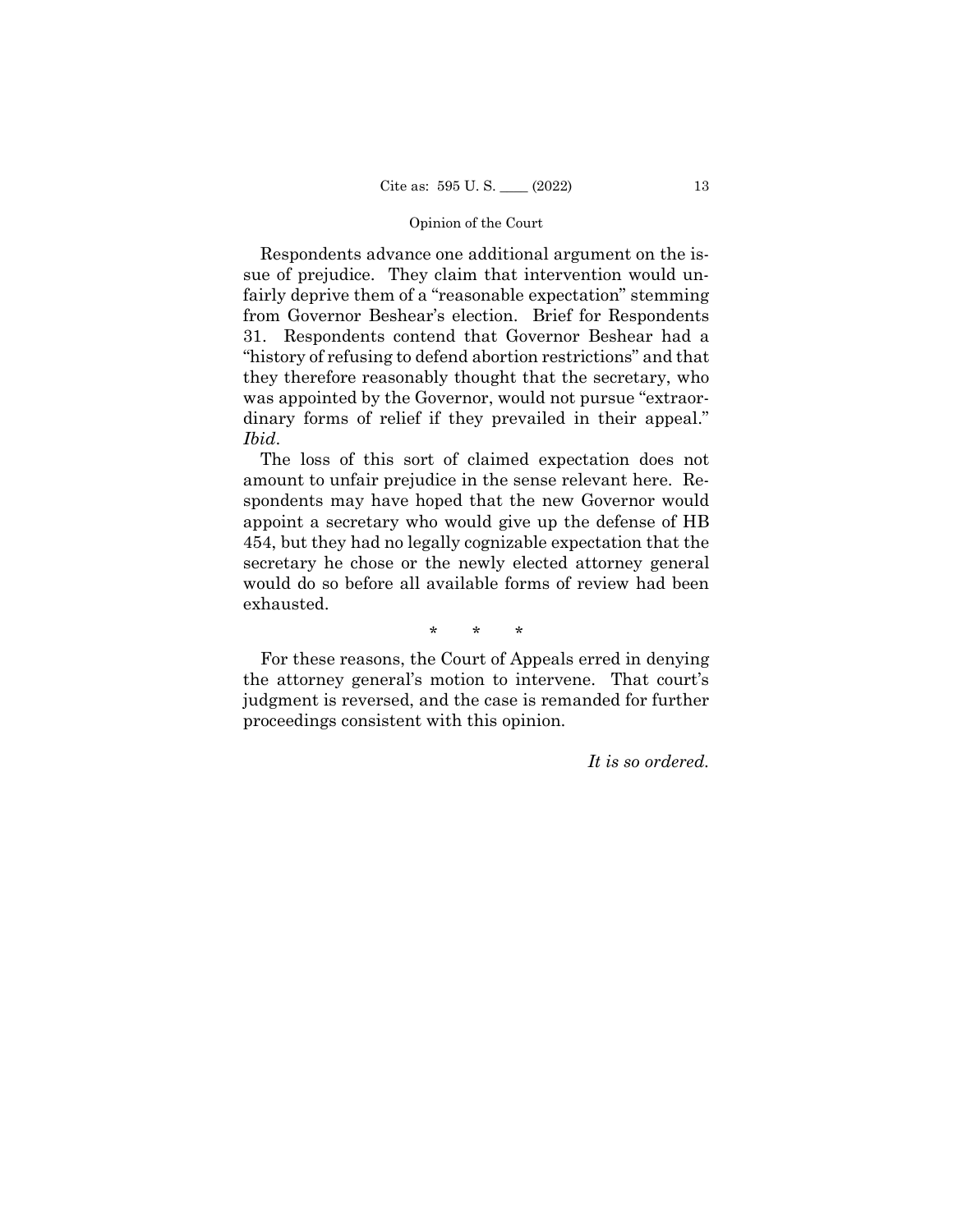Respondents advance one additional argument on the issue of prejudice. They claim that intervention would unfairly deprive them of a "reasonable expectation" stemming from Governor Beshear's election. Brief for Respondents 31. Respondents contend that Governor Beshear had a "history of refusing to defend abortion restrictions" and that they therefore reasonably thought that the secretary, who was appointed by the Governor, would not pursue "extraordinary forms of relief if they prevailed in their appeal." *Ibid*.

The loss of this sort of claimed expectation does not amount to unfair prejudice in the sense relevant here. Respondents may have hoped that the new Governor would appoint a secretary who would give up the defense of HB 454, but they had no legally cognizable expectation that the secretary he chose or the newly elected attorney general would do so before all available forms of review had been exhausted.

\* \* \*

For these reasons, the Court of Appeals erred in denying the attorney general's motion to intervene. That court's judgment is reversed, and the case is remanded for further proceedings consistent with this opinion.

*It is so ordered.*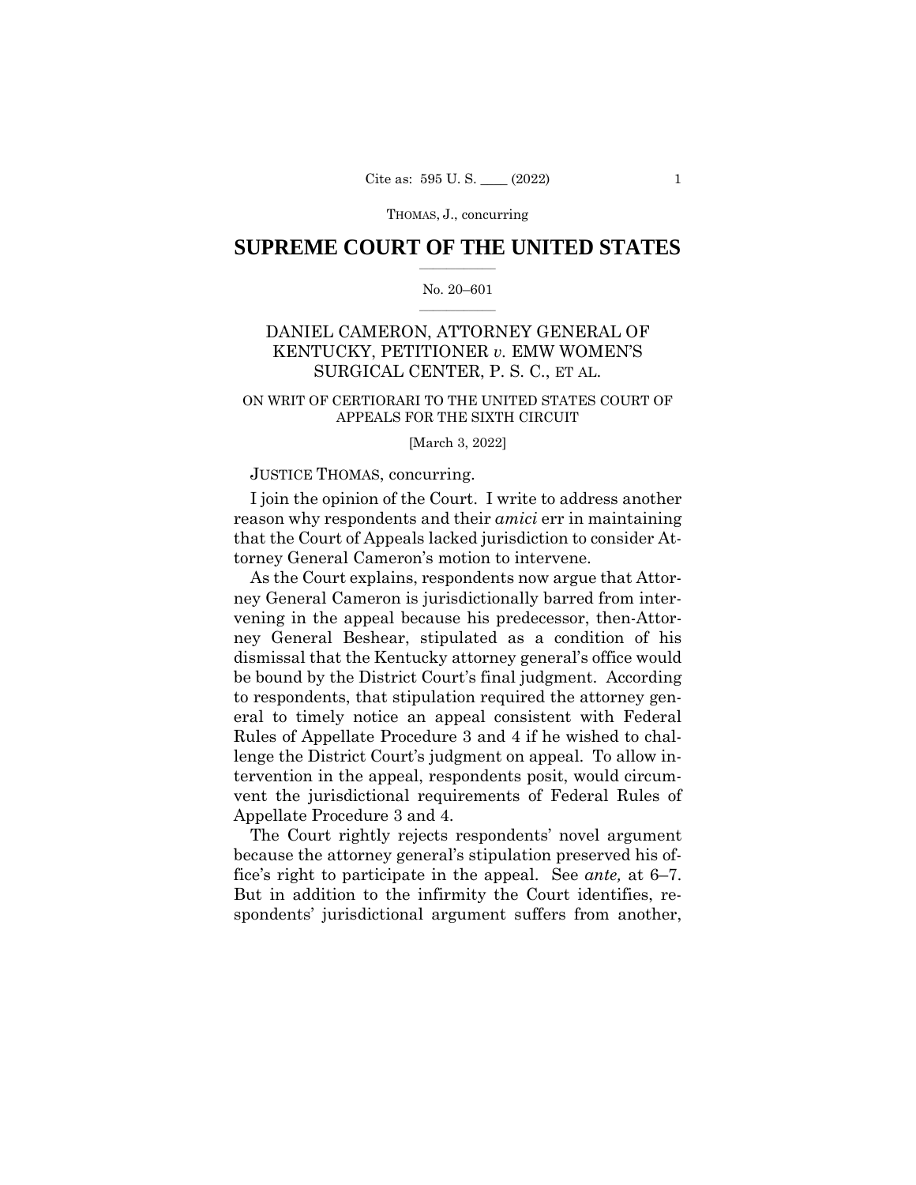# SUPREME COURT OF THE UNITED STATES

No. 20–601

DANIEL CAMERON, ATTORNEY GENERAL OF KENTUCKY, PETITIONER *v.* EMW WOMEN'S SURGICAL CENTER, P. S. C., ET AL.

ON WRIT OF CERTIORARI TO THE UNITED STATES COURT OF APPEALS FOR THE SIXTH CIRCUIT

[March 3, 2022]

JUSTICE THOMAS, concurring.

I join the opinion of the Court. I write to address another reason why respondents and their *amici* err in maintaining that the Court of Appeals lacked jurisdiction to consider Attorney General Cameron's motion to intervene.

As the Court explains, respondents now argue that Attorney General Cameron is jurisdictionally barred from intervening in the appeal because his predecessor, then-Attorney General Beshear, stipulated as a condition of his dismissal that the Kentucky attorney general's office would be bound by the District Court's final judgment. According to respondents, that stipulation required the attorney general to timely notice an appeal consistent with Federal Rules of Appellate Procedure 3 and 4 if he wished to challenge the District Court's judgment on appeal. To allow intervention in the appeal, respondents posit, would circumvent the jurisdictional requirements of Federal Rules of Appellate Procedure 3 and 4.

The Court rightly rejects respondents' novel argument because the attorney general's stipulation preserved his office's right to participate in the appeal. See *ante,* at 6–7. But in addition to the infirmity the Court identifies, respondents' jurisdictional argument suffers from another,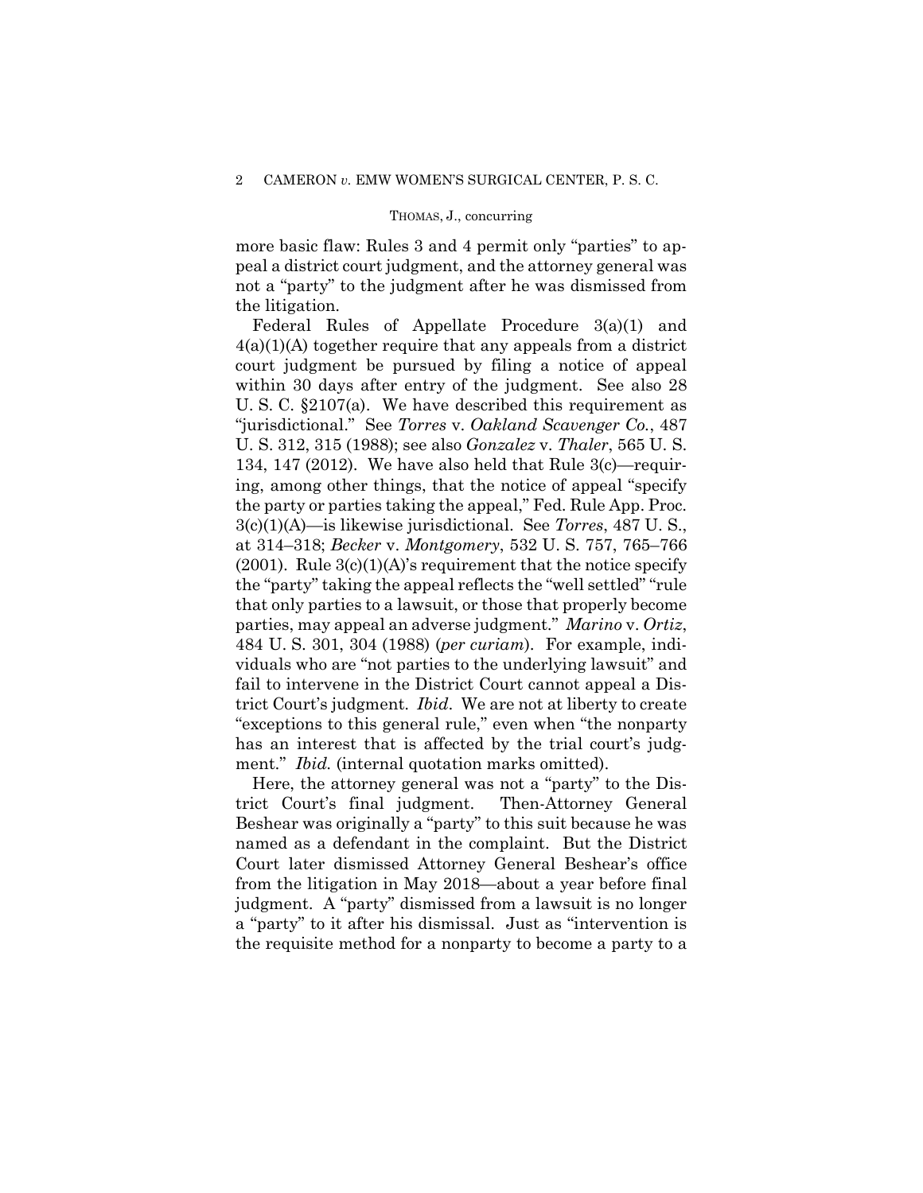more basic flaw: Rules 3 and 4 permit only "parties" to appeal a district court judgment, and the attorney general was not a "party" to the judgment after he was dismissed from the litigation.

Federal Rules of Appellate Procedure 3(a)(1) and 4(a)(1)(A) together require that any appeals from a district court judgment be pursued by filing a notice of appeal within 30 days after entry of the judgment. See also 28 U. S. C. §2107(a). We have described this requirement as "jurisdictional." See *Torres* v. *Oakland Scavenger Co.*, 487 U. S. 312, 315 (1988); see also *Gonzalez* v. *Thaler*, 565 U. S. 134, 147 (2012). We have also held that Rule 3(c)—requiring, among other things, that the notice of appeal "specify the party or parties taking the appeal," Fed. Rule App. Proc. 3(c)(1)(A)—is likewise jurisdictional. See *Torres*, 487 U. S., at 314–318; *Becker* v. *Montgomery*, 532 U. S. 757, 765–766 (2001). Rule 3(c)(1)(A)'s requirement that the notice specify the "party" taking the appeal reflects the "well settled" "rule that only parties to a lawsuit, or those that properly become parties, may appeal an adverse judgment." *Marino* v. *Ortiz*, 484 U. S. 301, 304 (1988) (*per curiam*). For example, individuals who are "not parties to the underlying lawsuit" and fail to intervene in the District Court cannot appeal a District Court's judgment. *Ibid*. We are not at liberty to create "exceptions to this general rule," even when "the nonparty has an interest that is affected by the trial court's judgment." *Ibid.* (internal quotation marks omitted).

Here, the attorney general was not a "party" to the District Court's final judgment. Then-Attorney General Beshear was originally a "party" to this suit because he was named as a defendant in the complaint. But the District Court later dismissed Attorney General Beshear's office from the litigation in May 2018—about a year before final judgment. A "party" dismissed from a lawsuit is no longer a "party" to it after his dismissal. Just as "intervention is the requisite method for a nonparty to become a party to a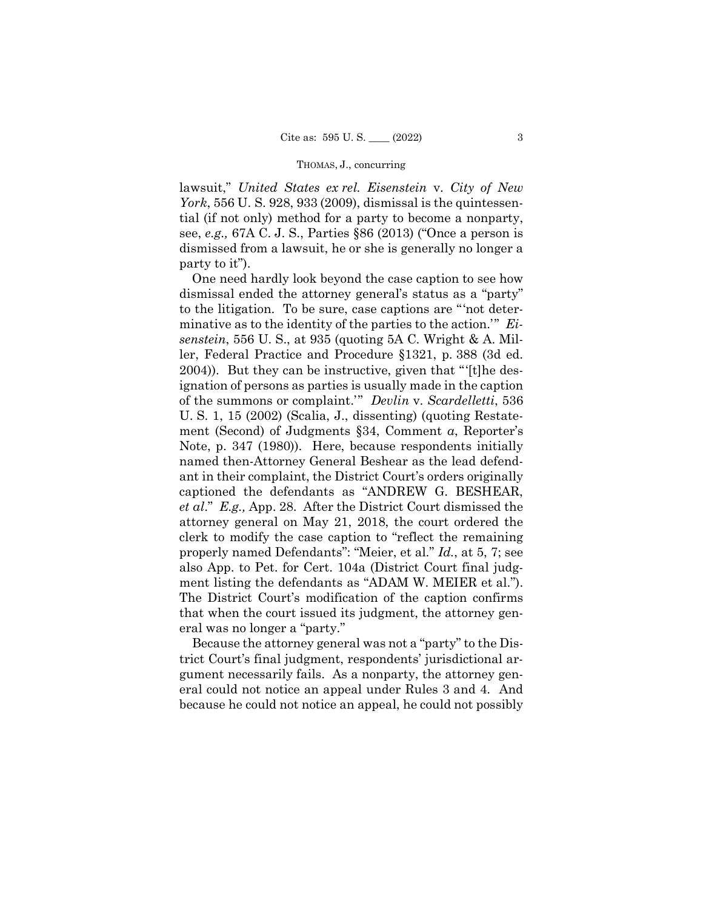lawsuit," *United States ex rel. Eisenstein* v. *City of New York*, 556 U. S. 928, 933 (2009), dismissal is the quintessential (if not only) method for a party to become a nonparty, see, *e.g.,* 67A C. J. S., Parties §86 (2013) ("Once a person is dismissed from a lawsuit, he or she is generally no longer a party to it").

One need hardly look beyond the case caption to see how dismissal ended the attorney general's status as a "party" to the litigation. To be sure, case captions are "'not determinative as to the identity of the parties to the action.'" *Eisenstein*, 556 U. S., at 935 (quoting 5A C. Wright & A. Miller, Federal Practice and Procedure §1321, p. 388 (3d ed. 2004)). But they can be instructive, given that "'[t]he designation of persons as parties is usually made in the caption of the summons or complaint.'" *Devlin* v. *Scardelletti*, 536 U. S. 1, 15 (2002) (Scalia, J., dissenting) (quoting Restatement (Second) of Judgments §34, Comment *a*, Reporter's Note, p. 347 (1980)). Here, because respondents initially named then-Attorney General Beshear as the lead defendant in their complaint, the District Court's orders originally captioned the defendants as "ANDREW G. BESHEAR, *et al*." *E.g.,* App. 28. After the District Court dismissed the attorney general on May 21, 2018, the court ordered the clerk to modify the case caption to "reflect the remaining properly named Defendants": "Meier, et al." *Id.*, at 5, 7; see also App. to Pet. for Cert. 104a (District Court final judgment listing the defendants as "ADAM W. MEIER et al."). The District Court's modification of the caption confirms that when the court issued its judgment, the attorney general was no longer a "party."

Because the attorney general was not a "party" to the District Court's final judgment, respondents' jurisdictional argument necessarily fails. As a nonparty, the attorney general could not notice an appeal under Rules 3 and 4. And because he could not notice an appeal, he could not possibly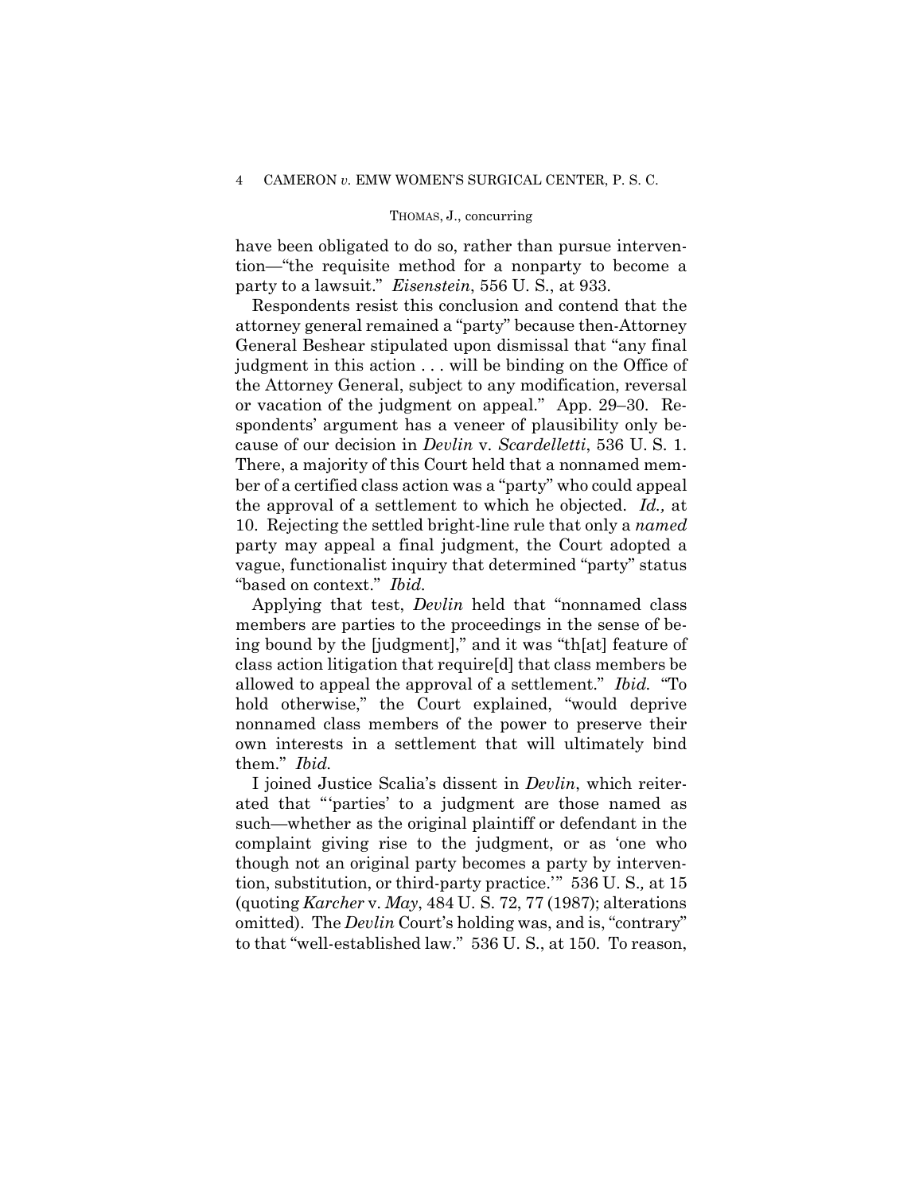have been obligated to do so, rather than pursue intervention—"the requisite method for a nonparty to become a party to a lawsuit." *Eisenstein*, 556 U. S., at 933.

Respondents resist this conclusion and contend that the attorney general remained a "party" because then-Attorney General Beshear stipulated upon dismissal that "any final judgment in this action . . . will be binding on the Office of the Attorney General, subject to any modification, reversal or vacation of the judgment on appeal." App. 29–30. Respondents' argument has a veneer of plausibility only because of our decision in *Devlin* v. *Scardelletti*, 536 U. S. 1. There, a majority of this Court held that a nonnamed member of a certified class action was a "party" who could appeal the approval of a settlement to which he objected. *Id.,* at 10. Rejecting the settled bright-line rule that only a *named* party may appeal a final judgment, the Court adopted a vague, functionalist inquiry that determined "party" status "based on context." *Ibid.*

Applying that test, *Devlin* held that "nonnamed class members are parties to the proceedings in the sense of being bound by the [judgment]," and it was "th[at] feature of class action litigation that require[d] that class members be allowed to appeal the approval of a settlement." *Ibid.* "To hold otherwise," the Court explained, "would deprive nonnamed class members of the power to preserve their own interests in a settlement that will ultimately bind them." *Ibid.*

I joined Justice Scalia's dissent in *Devlin*, which reiterated that "'parties' to a judgment are those named as such—whether as the original plaintiff or defendant in the complaint giving rise to the judgment, or as 'one who though not an original party becomes a party by intervention, substitution, or third-party practice.'" 536 U. S.*,* at 15 (quoting *Karcher* v. *May*, 484 U. S. 72, 77 (1987); alterations omitted). The *Devlin* Court's holding was, and is, "contrary" to that "well-established law." 536 U. S., at 150. To reason,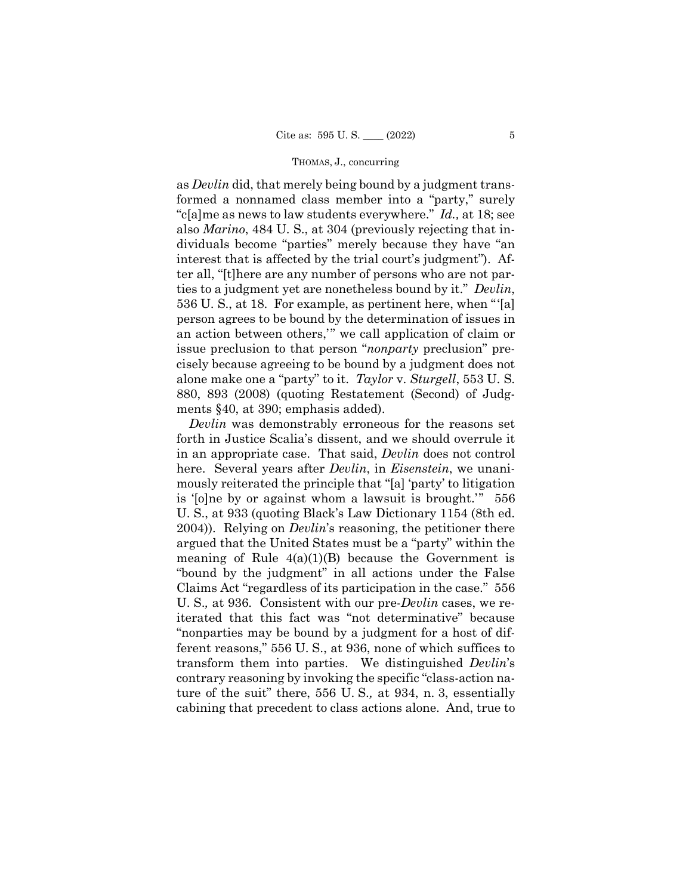as *Devlin* did, that merely being bound by a judgment transformed a nonnamed class member into a "party," surely "c[a]me as news to law students everywhere." *Id.,* at 18; see also *Marino*, 484 U. S., at 304 (previously rejecting that individuals become "parties" merely because they have "an interest that is affected by the trial court's judgment"). After all, "[t]here are any number of persons who are not parties to a judgment yet are nonetheless bound by it." *Devlin*, 536 U. S., at 18. For example, as pertinent here, when "'[a] person agrees to be bound by the determination of issues in an action between others,'" we call application of claim or issue preclusion to that person "*nonparty* preclusion" precisely because agreeing to be bound by a judgment does not alone make one a "party" to it. *Taylor* v. *Sturgell*, 553 U. S. 880, 893 (2008) (quoting Restatement (Second) of Judgments §40, at 390; emphasis added).

*Devlin* was demonstrably erroneous for the reasons set forth in Justice Scalia's dissent, and we should overrule it in an appropriate case. That said, *Devlin* does not control here. Several years after *Devlin*, in *Eisenstein*, we unanimously reiterated the principle that "[a] 'party' to litigation is '[o]ne by or against whom a lawsuit is brought.'" 556 U. S., at 933 (quoting Black's Law Dictionary 1154 (8th ed. 2004)). Relying on *Devlin*'s reasoning, the petitioner there argued that the United States must be a "party" within the meaning of Rule 4(a)(1)(B) because the Government is "bound by the judgment" in all actions under the False Claims Act "regardless of its participation in the case." 556 U. S.*,* at 936. Consistent with our pre-*Devlin* cases, we reiterated that this fact was "not determinative" because "nonparties may be bound by a judgment for a host of different reasons," 556 U. S., at 936, none of which suffices to transform them into parties. We distinguished *Devlin*'s contrary reasoning by invoking the specific "class-action nature of the suit" there, 556 U. S.*,* at 934, n. 3, essentially cabining that precedent to class actions alone. And, true to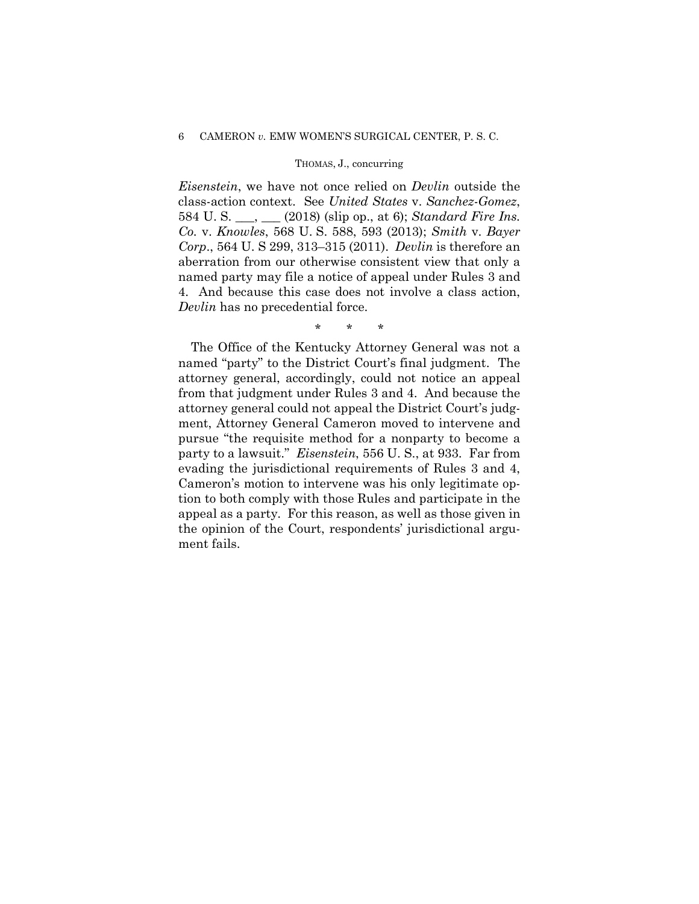*Eisenstein*, we have not once relied on *Devlin* outside the class-action context. See *United States* v. *Sanchez-Gomez*, 584 U. S. ___, ___ (2018) (slip op., at 6); *Standard Fire Ins. Co.* v. *Knowles*, 568 U. S. 588, 593 (2013); *Smith* v. *Bayer Corp*., 564 U. S 299, 313–315 (2011). *Devlin* is therefore an aberration from our otherwise consistent view that only a named party may file a notice of appeal under Rules 3 and 4. And because this case does not involve a class action, *Devlin* has no precedential force.

\* \* \*

The Office of the Kentucky Attorney General was not a named "party" to the District Court's final judgment. The attorney general, accordingly, could not notice an appeal from that judgment under Rules 3 and 4. And because the attorney general could not appeal the District Court's judgment, Attorney General Cameron moved to intervene and pursue "the requisite method for a nonparty to become a party to a lawsuit." *Eisenstein*, 556 U. S., at 933. Far from evading the jurisdictional requirements of Rules 3 and 4, Cameron's motion to intervene was his only legitimate option to both comply with those Rules and participate in the appeal as a party. For this reason, as well as those given in the opinion of the Court, respondents' jurisdictional argument fails.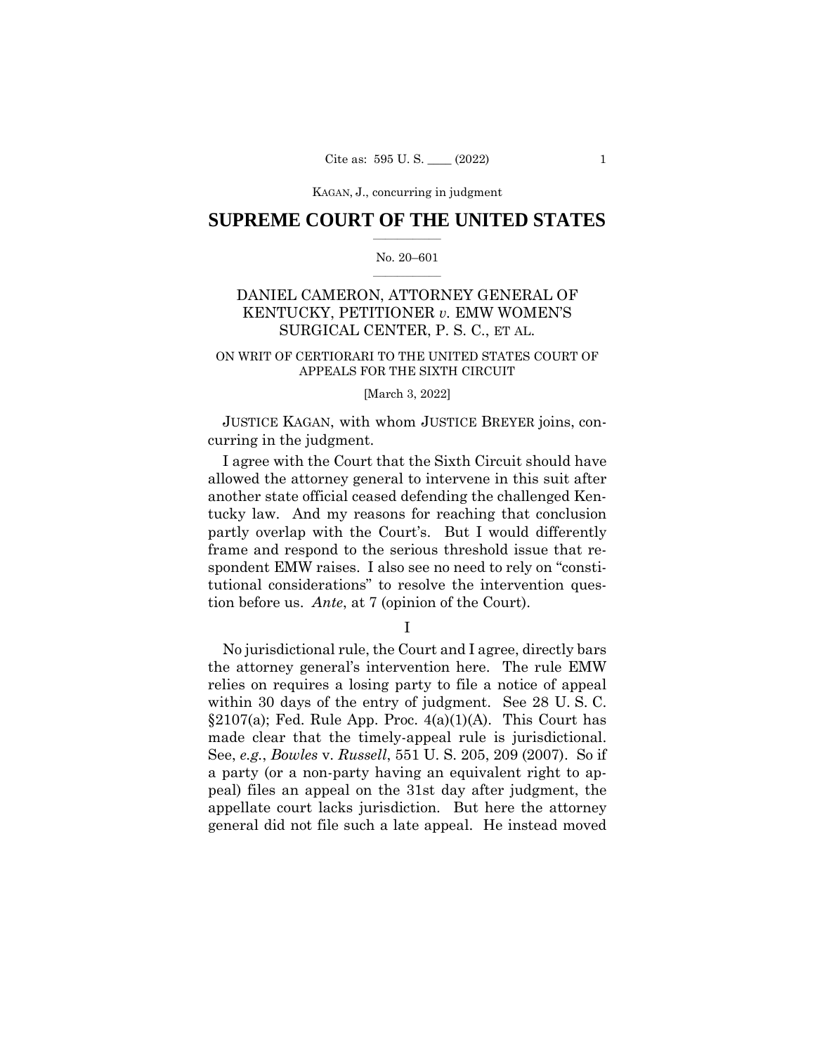# SUPREME COURT OF THE UNITED STATES

No. 20–601

DANIEL CAMERON, ATTORNEY GENERAL OF KENTUCKY, PETITIONER *v.* EMW WOMEN'S SURGICAL CENTER, P. S. C., ET AL.

ON WRIT OF CERTIORARI TO THE UNITED STATES COURT OF APPEALS FOR THE SIXTH CIRCUIT

[March 3, 2022]

JUSTICE KAGAN, with whom JUSTICE BREYER joins, concurring in the judgment.

I agree with the Court that the Sixth Circuit should have allowed the attorney general to intervene in this suit after another state official ceased defending the challenged Kentucky law. And my reasons for reaching that conclusion partly overlap with the Court's. But I would differently frame and respond to the serious threshold issue that respondent EMW raises. I also see no need to rely on "constitutional considerations" to resolve the intervention question before us. *Ante*, at 7 (opinion of the Court).

I

No jurisdictional rule, the Court and I agree, directly bars the attorney general's intervention here. The rule EMW relies on requires a losing party to file a notice of appeal within 30 days of the entry of judgment. See 28 U. S. C. §2107(a); Fed. Rule App. Proc. 4(a)(1)(A). This Court has made clear that the timely-appeal rule is jurisdictional. See, *e.g.*, *Bowles* v. *Russell*, 551 U. S. 205, 209 (2007). So if a party (or a non-party having an equivalent right to appeal) files an appeal on the 31st day after judgment, the appellate court lacks jurisdiction. But here the attorney general did not file such a late appeal. He instead moved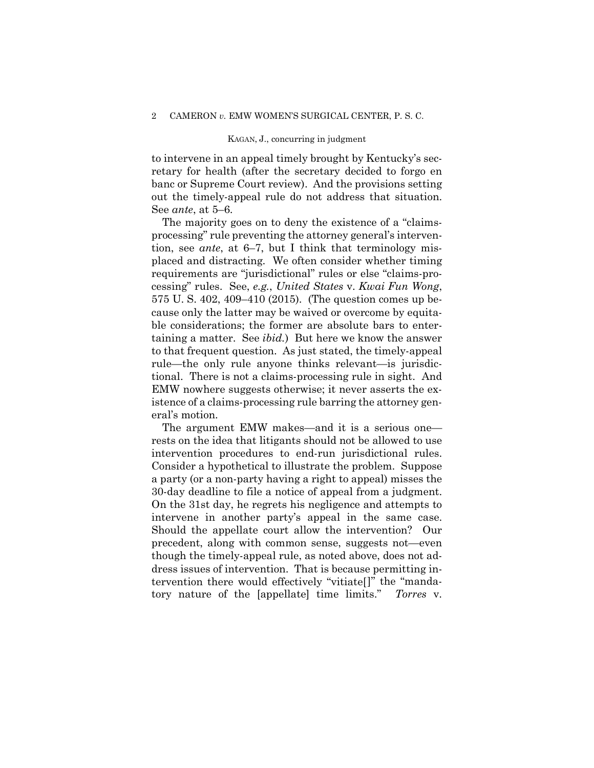to intervene in an appeal timely brought by Kentucky's secretary for health (after the secretary decided to forgo en banc or Supreme Court review). And the provisions setting out the timely-appeal rule do not address that situation. See *ante*, at 5–6.

The majority goes on to deny the existence of a "claims-processing" rule preventing the attorney general's intervention, see *ante*, at 6–7, but I think that terminology misplaced and distracting. We often consider whether timing requirements are "jurisdictional" rules or else "claims-processing" rules. See, *e.g.*, *United States* v. *Kwai Fun Wong*, 575 U. S. 402, 409–410 (2015). (The question comes up because only the latter may be waived or overcome by equitable considerations; the former are absolute bars to entertaining a matter. See *ibid.*) But here we know the answer to that frequent question. As just stated, the timely-appeal rule—the only rule anyone thinks relevant—is jurisdictional. There is not a claims-processing rule in sight. And EMW nowhere suggests otherwise; it never asserts the existence of a claims-processing rule barring the attorney general's motion.

The argument EMW makes—and it is a serious one—rests on the idea that litigants should not be allowed to use intervention procedures to end-run jurisdictional rules. Consider a hypothetical to illustrate the problem. Suppose a party (or a non-party having a right to appeal) misses the 30-day deadline to file a notice of appeal from a judgment. On the 31st day, he regrets his negligence and attempts to intervene in another party's appeal in the same case. Should the appellate court allow the intervention? Our precedent, along with common sense, suggests not—even though the timely-appeal rule, as noted above, does not address issues of intervention. That is because permitting intervention there would effectively "vitiate[]" the "mandatory nature of the [appellate] time limits." *Torres* v.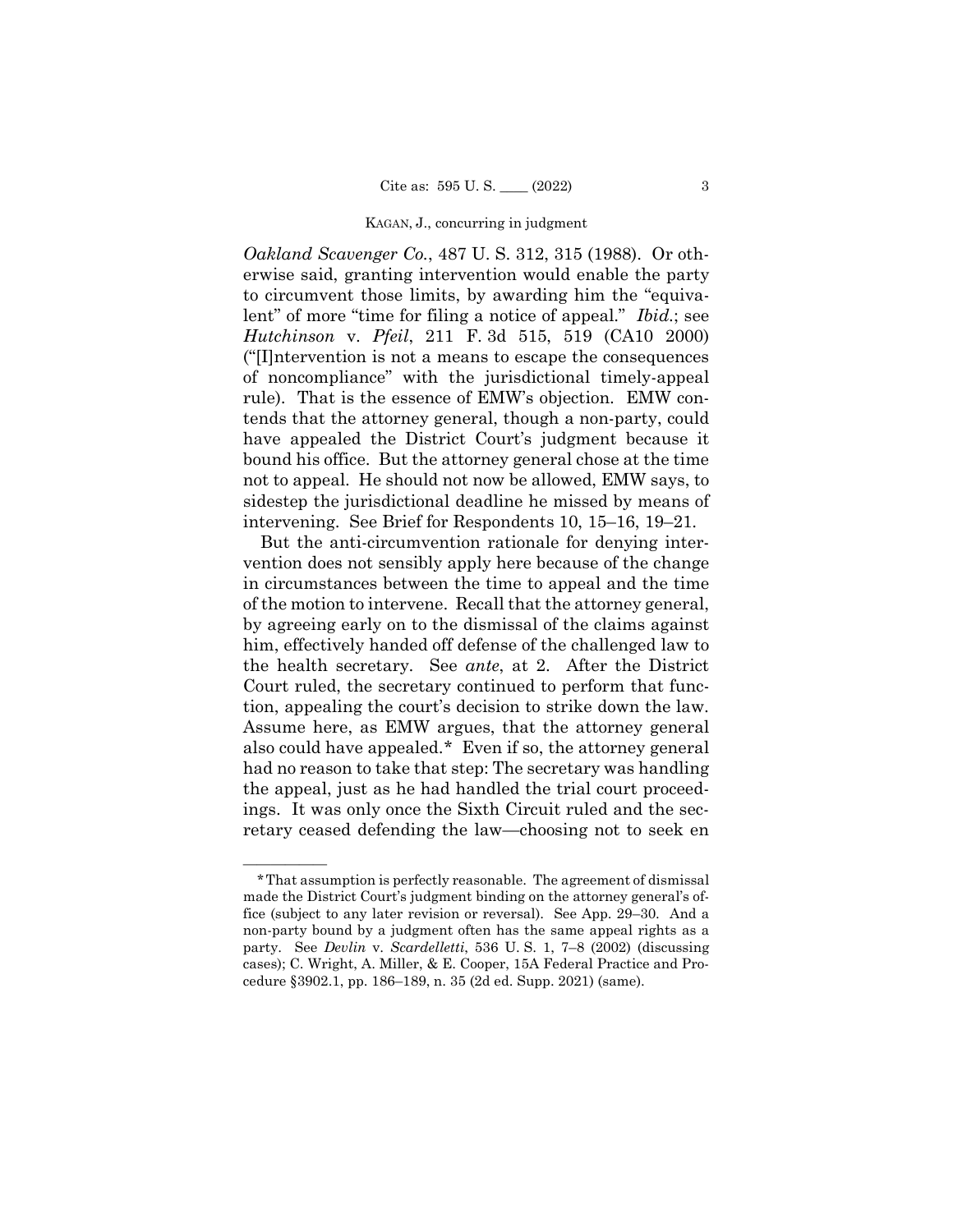*Oakland Scavenger Co.*, 487 U. S. 312, 315 (1988). Or otherwise said, granting intervention would enable the party to circumvent those limits, by awarding him the "equivalent" of more "time for filing a notice of appeal." *Ibid.*; see *Hutchinson* v. *Pfeil*, 211 F. 3d 515, 519 (CA10 2000) ("[I]ntervention is not a means to escape the consequences of noncompliance" with the jurisdictional timely-appeal rule). That is the essence of EMW's objection. EMW contends that the attorney general, though a non-party, could have appealed the District Court's judgment because it bound his office. But the attorney general chose at the time not to appeal. He should not now be allowed, EMW says, to sidestep the jurisdictional deadline he missed by means of intervening. See Brief for Respondents 10, 15–16, 19–21.

But the anti-circumvention rationale for denying intervention does not sensibly apply here because of the change in circumstances between the time to appeal and the time of the motion to intervene. Recall that the attorney general, by agreeing early on to the dismissal of the claims against him, effectively handed off defense of the challenged law to the health secretary. See *ante*, at 2. After the District Court ruled, the secretary continued to perform that function, appealing the court's decision to strike down the law. Assume here, as EMW argues, that the attorney general also could have appealed.* Even if so, the attorney general had no reason to take that step: The secretary was handling the appeal, just as he had handled the trial court proceedings. It was only once the Sixth Circuit ruled and the secretary ceased defending the law—choosing not to seek en

---

*That assumption is perfectly reasonable. The agreement of dismissal made the District Court's judgment binding on the attorney general's office (subject to any later revision or reversal). See App. 29–30. And a non-party bound by a judgment often has the same appeal rights as a party. See *Devlin* v. *Scardelletti*, 536 U. S. 1, 7–8 (2002) (discussing cases); C. Wright, A. Miller, & E. Cooper, 15A Federal Practice and Procedure §3902.1, pp. 186–189, n. 35 (2d ed. Supp. 2021) (same).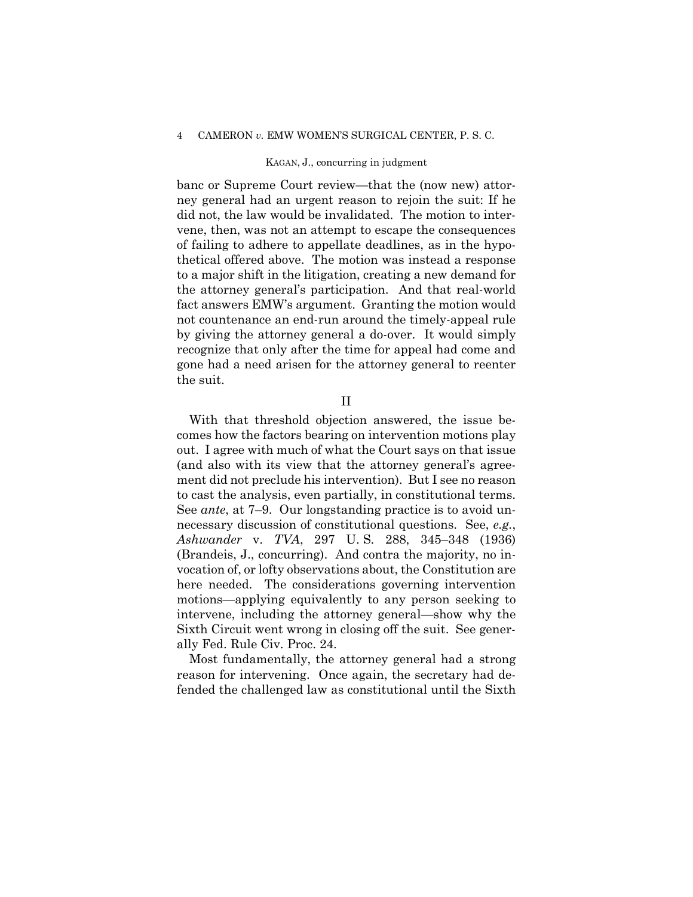banc or Supreme Court review—that the (now new) attorney general had an urgent reason to rejoin the suit: If he did not, the law would be invalidated. The motion to intervene, then, was not an attempt to escape the consequences of failing to adhere to appellate deadlines, as in the hypothetical offered above. The motion was instead a response to a major shift in the litigation, creating a new demand for the attorney general's participation. And that real-world fact answers EMW's argument. Granting the motion would not countenance an end-run around the timely-appeal rule by giving the attorney general a do-over. It would simply recognize that only after the time for appeal had come and gone had a need arisen for the attorney general to reenter the suit.

## II

With that threshold objection answered, the issue becomes how the factors bearing on intervention motions play out. I agree with much of what the Court says on that issue (and also with its view that the attorney general's agreement did not preclude his intervention). But I see no reason to cast the analysis, even partially, in constitutional terms. See *ante*, at 7–9. Our longstanding practice is to avoid unnecessary discussion of constitutional questions. See, *e.g.*, *Ashwander* v. *TVA*, 297 U. S. 288, 345–348 (1936) (Brandeis, J., concurring). And contra the majority, no invocation of, or lofty observations about, the Constitution are here needed. The considerations governing intervention motions—applying equivalently to any person seeking to intervene, including the attorney general—show why the Sixth Circuit went wrong in closing off the suit. See generally Fed. Rule Civ. Proc. 24.

Most fundamentally, the attorney general had a strong reason for intervening. Once again, the secretary had defended the challenged law as constitutional until the Sixth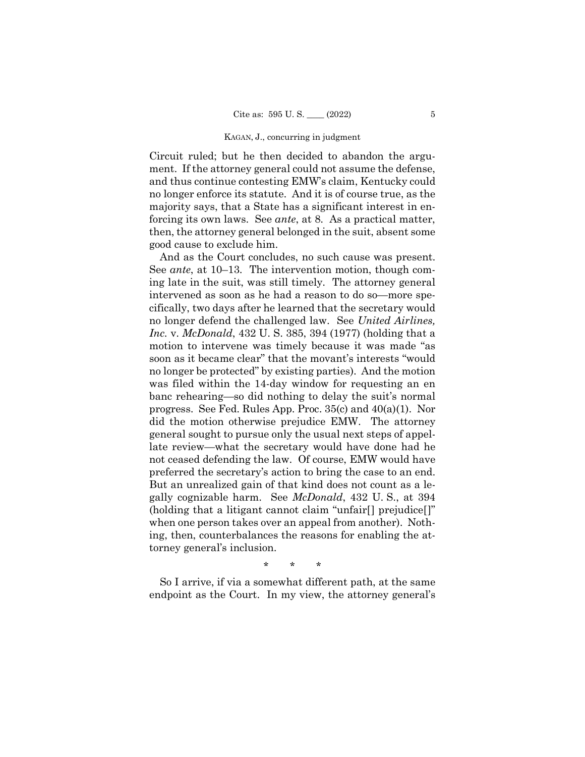Circuit ruled; but he then decided to abandon the argument. If the attorney general could not assume the defense, and thus continue contesting EMW's claim, Kentucky could no longer enforce its statute. And it is of course true, as the majority says, that a State has a significant interest in enforcing its own laws. See *ante*, at 8. As a practical matter, then, the attorney general belonged in the suit, absent some good cause to exclude him.

And as the Court concludes, no such cause was present. See *ante*, at 10–13. The intervention motion, though coming late in the suit, was still timely. The attorney general intervened as soon as he had a reason to do so—more specifically, two days after he learned that the secretary would no longer defend the challenged law. See *United Airlines, Inc.* v. *McDonald*, 432 U. S. 385, 394 (1977) (holding that a motion to intervene was timely because it was made "as soon as it became clear" that the movant's interests "would no longer be protected" by existing parties). And the motion was filed within the 14-day window for requesting an en banc rehearing—so did nothing to delay the suit's normal progress. See Fed. Rules App. Proc. 35(c) and 40(a)(1). Nor did the motion otherwise prejudice EMW. The attorney general sought to pursue only the usual next steps of appellate review—what the secretary would have done had he not ceased defending the law. Of course, EMW would have preferred the secretary's action to bring the case to an end. But an unrealized gain of that kind does not count as a legally cognizable harm. See *McDonald*, 432 U. S., at 394 (holding that a litigant cannot claim "unfair[] prejudice[]" when one person takes over an appeal from another). Nothing, then, counterbalances the reasons for enabling the attorney general's inclusion.

\* \* \*

So I arrive, if via a somewhat different path, at the same endpoint as the Court. In my view, the attorney general's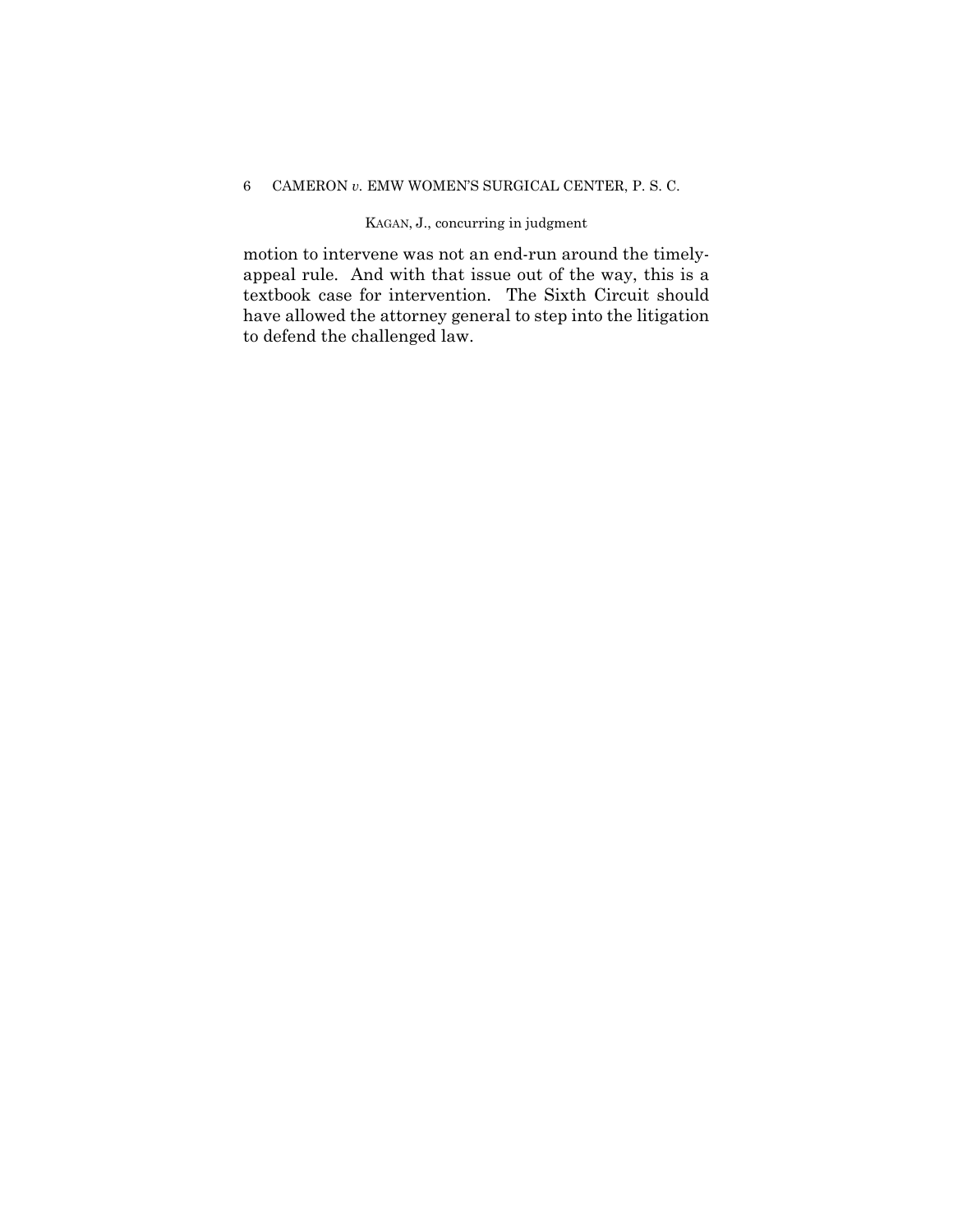motion to intervene was not an end-run around the timely-appeal rule. And with that issue out of the way, this is a textbook case for intervention. The Sixth Circuit should have allowed the attorney general to step into the litigation to defend the challenged law.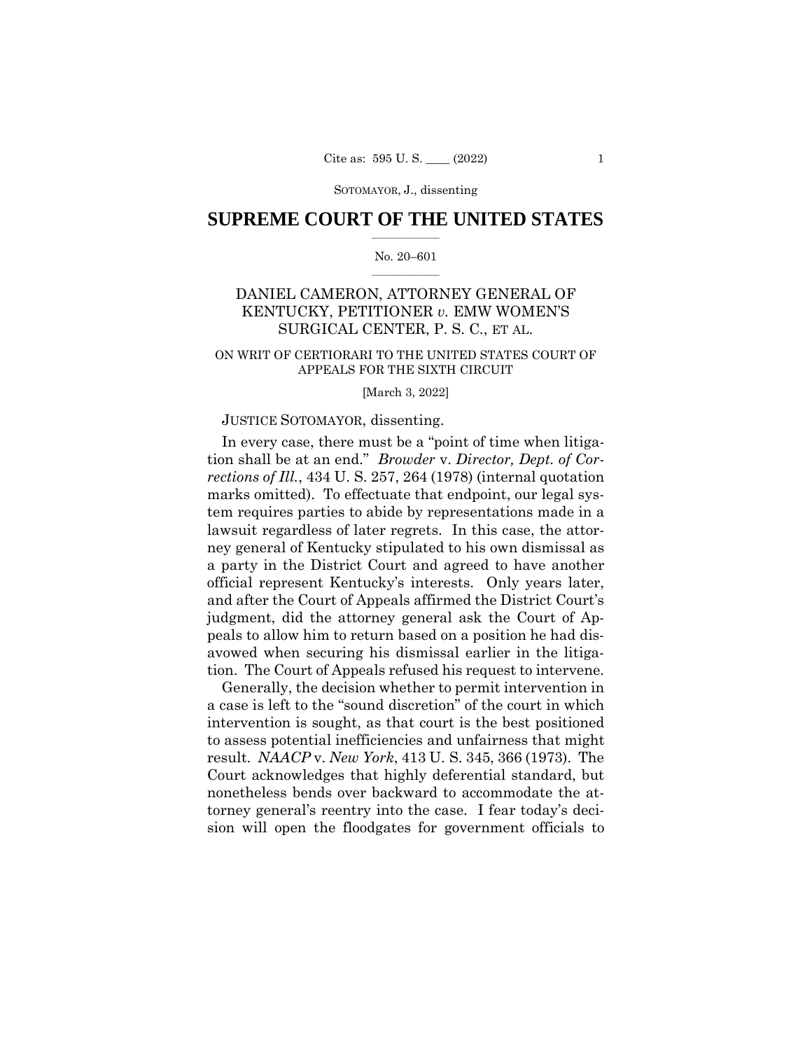# SUPREME COURT OF THE UNITED STATES

No. 20–601

DANIEL CAMERON, ATTORNEY GENERAL OF KENTUCKY, PETITIONER *v.* EMW WOMEN'S SURGICAL CENTER, P. S. C., ET AL.

ON WRIT OF CERTIORARI TO THE UNITED STATES COURT OF APPEALS FOR THE SIXTH CIRCUIT

[March 3, 2022]

JUSTICE SOTOMAYOR, dissenting.

In every case, there must be a "point of time when litigation shall be at an end." *Browder* v. *Director, Dept. of Corrections of Ill.*, 434 U. S. 257, 264 (1978) (internal quotation marks omitted). To effectuate that endpoint, our legal system requires parties to abide by representations made in a lawsuit regardless of later regrets. In this case, the attorney general of Kentucky stipulated to his own dismissal as a party in the District Court and agreed to have another official represent Kentucky's interests. Only years later, and after the Court of Appeals affirmed the District Court's judgment, did the attorney general ask the Court of Appeals to allow him to return based on a position he had disavowed when securing his dismissal earlier in the litigation. The Court of Appeals refused his request to intervene.

Generally, the decision whether to permit intervention in a case is left to the "sound discretion" of the court in which intervention is sought, as that court is the best positioned to assess potential inefficiencies and unfairness that might result. *NAACP* v. *New York*, 413 U. S. 345, 366 (1973). The Court acknowledges that highly deferential standard, but nonetheless bends over backward to accommodate the attorney general's reentry into the case. I fear today's decision will open the floodgates for government officials to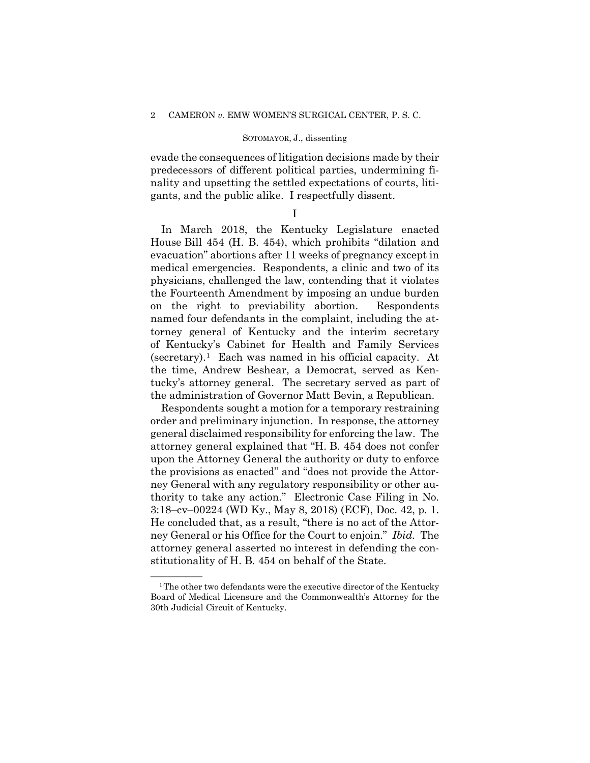evade the consequences of litigation decisions made by their predecessors of different political parties, undermining finality and upsetting the settled expectations of courts, litigants, and the public alike. I respectfully dissent.

## I

In March 2018, the Kentucky Legislature enacted House Bill 454 (H. B. 454), which prohibits "dilation and evacuation" abortions after 11 weeks of pregnancy except in medical emergencies. Respondents, a clinic and two of its physicians, challenged the law, contending that it violates the Fourteenth Amendment by imposing an undue burden on the right to previability abortion. Respondents named four defendants in the complaint, including the attorney general of Kentucky and the interim secretary of Kentucky's Cabinet for Health and Family Services (secretary).[1] Each was named in his official capacity. At the time, Andrew Beshear, a Democrat, served as Kentucky's attorney general. The secretary served as part of the administration of Governor Matt Bevin, a Republican.

Respondents sought a motion for a temporary restraining order and preliminary injunction. In response, the attorney general disclaimed responsibility for enforcing the law. The attorney general explained that "H. B. 454 does not confer upon the Attorney General the authority or duty to enforce the provisions as enacted" and "does not provide the Attorney General with any regulatory responsibility or other authority to take any action." Electronic Case Filing in No. 3:18–cv–00224 (WD Ky., May 8, 2018) (ECF), Doc. 42, p. 1. He concluded that, as a result, "there is no act of the Attorney General or his Office for the Court to enjoin." *Ibid.* The attorney general asserted no interest in defending the constitutionality of H. B. 454 on behalf of the State.

---

[1] The other two defendants were the executive director of the Kentucky Board of Medical Licensure and the Commonwealth's Attorney for the 30th Judicial Circuit of Kentucky.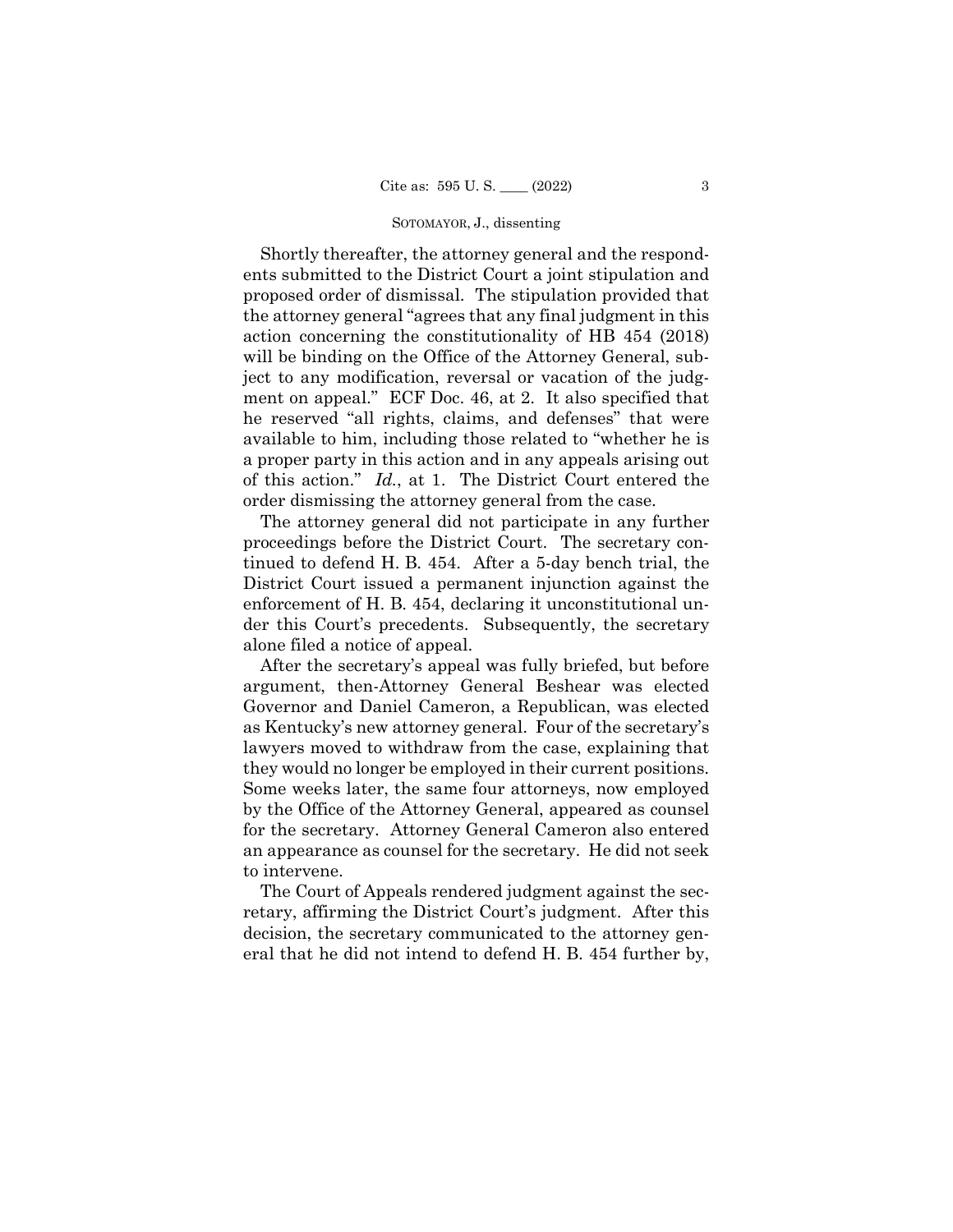Shortly thereafter, the attorney general and the respondents submitted to the District Court a joint stipulation and proposed order of dismissal. The stipulation provided that the attorney general "agrees that any final judgment in this action concerning the constitutionality of HB 454 (2018) will be binding on the Office of the Attorney General, subject to any modification, reversal or vacation of the judgment on appeal." ECF Doc. 46, at 2. It also specified that he reserved "all rights, claims, and defenses" that were available to him, including those related to "whether he is a proper party in this action and in any appeals arising out of this action." *Id.*, at 1. The District Court entered the order dismissing the attorney general from the case.

The attorney general did not participate in any further proceedings before the District Court. The secretary continued to defend H. B. 454. After a 5-day bench trial, the District Court issued a permanent injunction against the enforcement of H. B. 454, declaring it unconstitutional under this Court's precedents. Subsequently, the secretary alone filed a notice of appeal.

After the secretary's appeal was fully briefed, but before argument, then-Attorney General Beshear was elected Governor and Daniel Cameron, a Republican, was elected as Kentucky's new attorney general. Four of the secretary's lawyers moved to withdraw from the case, explaining that they would no longer be employed in their current positions. Some weeks later, the same four attorneys, now employed by the Office of the Attorney General, appeared as counsel for the secretary. Attorney General Cameron also entered an appearance as counsel for the secretary. He did not seek to intervene.

The Court of Appeals rendered judgment against the secretary, affirming the District Court's judgment. After this decision, the secretary communicated to the attorney general that he did not intend to defend H. B. 454 further by,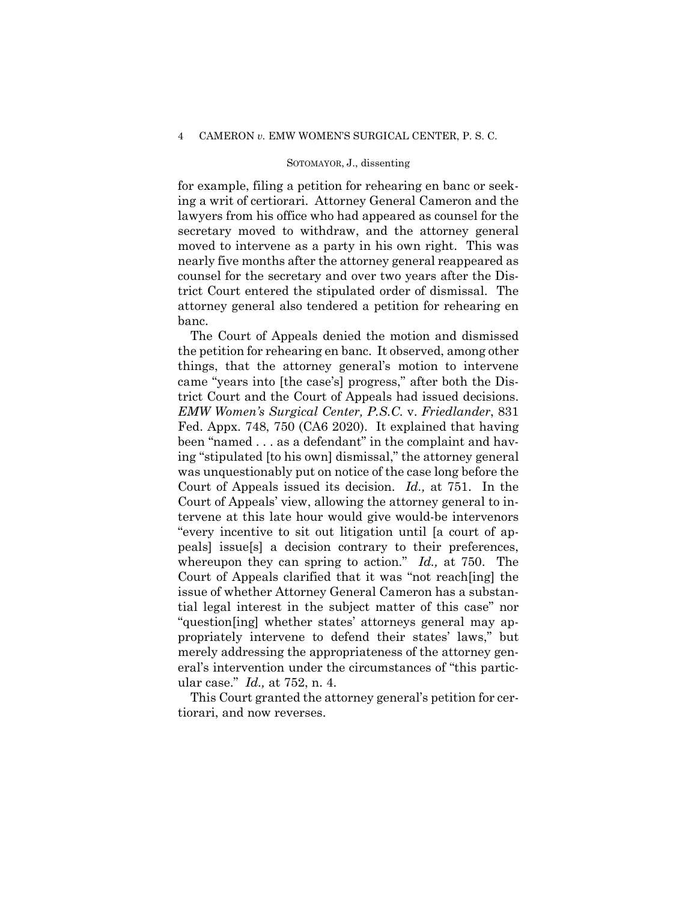for example, filing a petition for rehearing en banc or seeking a writ of certiorari. Attorney General Cameron and the lawyers from his office who had appeared as counsel for the secretary moved to withdraw, and the attorney general moved to intervene as a party in his own right. This was nearly five months after the attorney general reappeared as counsel for the secretary and over two years after the District Court entered the stipulated order of dismissal. The attorney general also tendered a petition for rehearing en banc.

The Court of Appeals denied the motion and dismissed the petition for rehearing en banc. It observed, among other things, that the attorney general's motion to intervene came "years into [the case's] progress," after both the District Court and the Court of Appeals had issued decisions. *EMW Women's Surgical Center, P.S.C.* v. *Friedlander*, 831 Fed. Appx. 748, 750 (CA6 2020). It explained that having been "named . . . as a defendant" in the complaint and having "stipulated [to his own] dismissal," the attorney general was unquestionably put on notice of the case long before the Court of Appeals issued its decision. *Id.,* at 751. In the Court of Appeals' view, allowing the attorney general to intervene at this late hour would give would-be intervenors "every incentive to sit out litigation until [a court of appeals] issue[s] a decision contrary to their preferences, whereupon they can spring to action." *Id.,* at 750. The Court of Appeals clarified that it was "not reach[ing] the issue of whether Attorney General Cameron has a substantial legal interest in the subject matter of this case" nor "question[ing] whether states' attorneys general may appropriately intervene to defend their states' laws," but merely addressing the appropriateness of the attorney general's intervention under the circumstances of "this particular case." *Id.,* at 752, n. 4.

This Court granted the attorney general's petition for certiorari, and now reverses.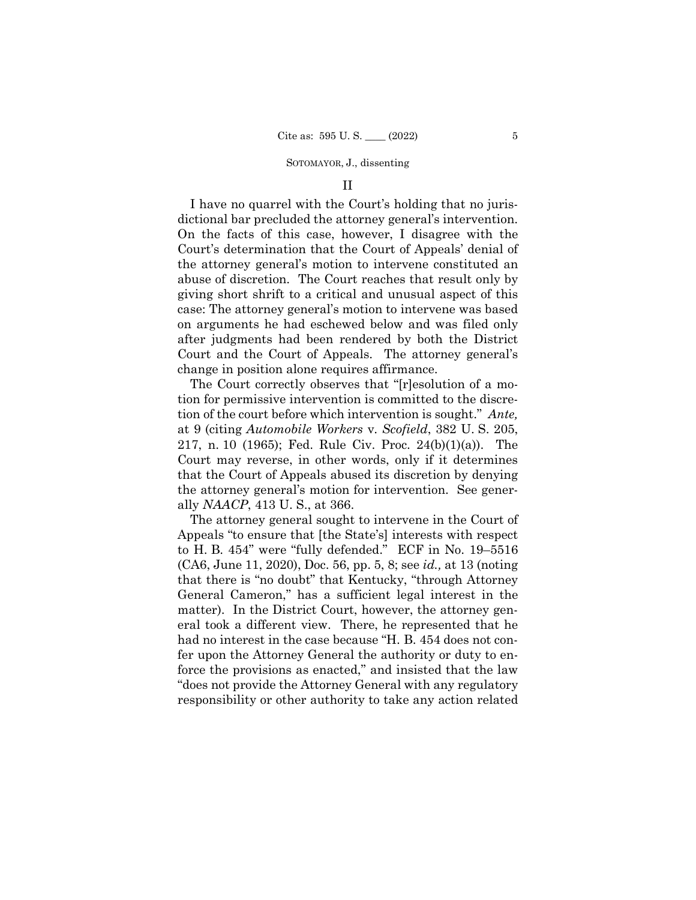## II

I have no quarrel with the Court's holding that no jurisdictional bar precluded the attorney general's intervention. On the facts of this case, however, I disagree with the Court's determination that the Court of Appeals' denial of the attorney general's motion to intervene constituted an abuse of discretion. The Court reaches that result only by giving short shrift to a critical and unusual aspect of this case: The attorney general's motion to intervene was based on arguments he had eschewed below and was filed only after judgments had been rendered by both the District Court and the Court of Appeals. The attorney general's change in position alone requires affirmance.

The Court correctly observes that "[r]esolution of a motion for permissive intervention is committed to the discretion of the court before which intervention is sought." *Ante,* at 9 (citing *Automobile Workers* v. *Scofield*, 382 U. S. 205, 217, n. 10 (1965); Fed. Rule Civ. Proc. 24(b)(1)(a)). The Court may reverse, in other words, only if it determines that the Court of Appeals abused its discretion by denying the attorney general's motion for intervention. See generally *NAACP*, 413 U. S., at 366.

The attorney general sought to intervene in the Court of Appeals "to ensure that [the State's] interests with respect to H. B. 454" were "fully defended." ECF in No. 19–5516 (CA6, June 11, 2020), Doc. 56, pp. 5, 8; see *id.,* at 13 (noting that there is "no doubt" that Kentucky, "through Attorney General Cameron," has a sufficient legal interest in the matter). In the District Court, however, the attorney general took a different view. There, he represented that he had no interest in the case because "H. B. 454 does not confer upon the Attorney General the authority or duty to enforce the provisions as enacted," and insisted that the law "does not provide the Attorney General with any regulatory responsibility or other authority to take any action related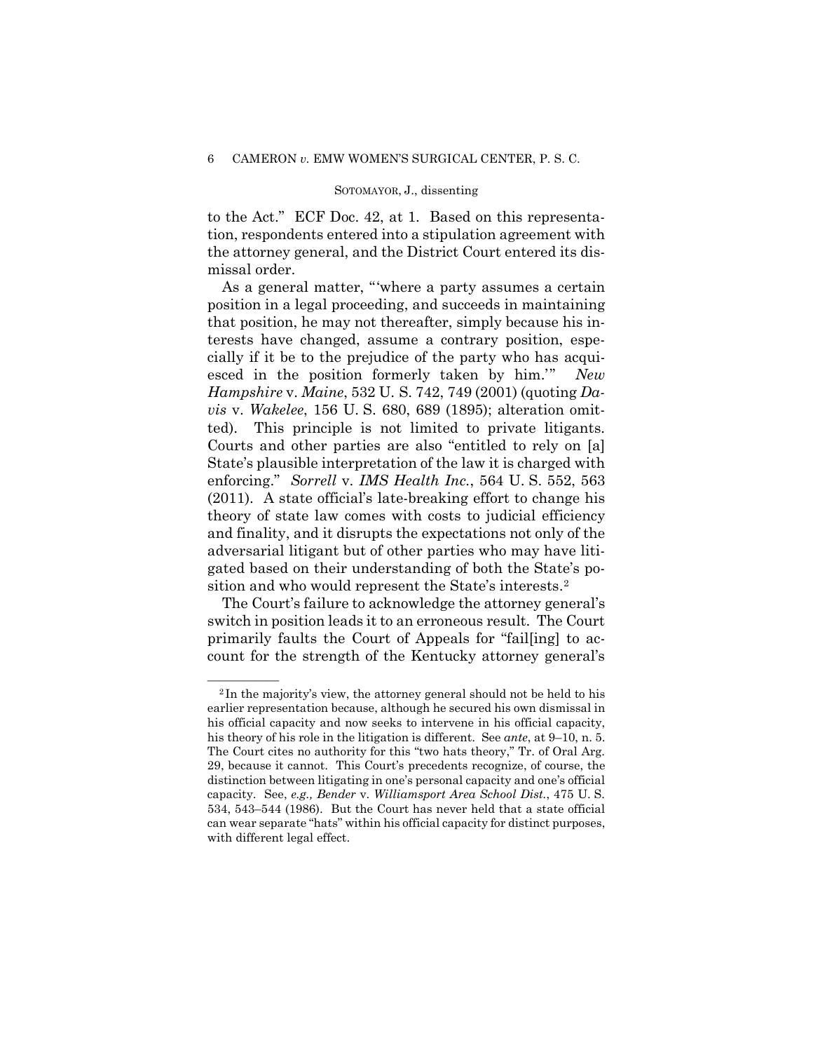to the Act." ECF Doc. 42, at 1. Based on this representation, respondents entered into a stipulation agreement with the attorney general, and the District Court entered its dismissal order.

As a general matter, "'where a party assumes a certain position in a legal proceeding, and succeeds in maintaining that position, he may not thereafter, simply because his interests have changed, assume a contrary position, especially if it be to the prejudice of the party who has acquiesced in the position formerly taken by him.'" *New Hampshire* v. *Maine*, 532 U. S. 742, 749 (2001) (quoting *Davis* v. *Wakelee*, 156 U. S. 680, 689 (1895); alteration omitted). This principle is not limited to private litigants. Courts and other parties are also "entitled to rely on [a] State's plausible interpretation of the law it is charged with enforcing." *Sorrell* v. *IMS Health Inc.*, 564 U. S. 552, 563 (2011). A state official's late-breaking effort to change his theory of state law comes with costs to judicial efficiency and finality, and it disrupts the expectations not only of the adversarial litigant but of other parties who may have litigated based on their understanding of both the State's position and who would represent the State's interests.[2]

The Court's failure to acknowledge the attorney general's switch in position leads it to an erroneous result. The Court primarily faults the Court of Appeals for "fail[ing] to account for the strength of the Kentucky attorney general's

---

[2] In the majority's view, the attorney general should not be held to his earlier representation because, although he secured his own dismissal in his official capacity and now seeks to intervene in his official capacity, his theory of his role in the litigation is different. See *ante*, at 9–10, n. 5. The Court cites no authority for this "two hats theory," Tr. of Oral Arg. 29, because it cannot. This Court's precedents recognize, of course, the distinction between litigating in one's personal capacity and one's official capacity. See, *e.g., Bender* v. *Williamsport Area School Dist.*, 475 U. S. 534, 543–544 (1986). But the Court has never held that a state official can wear separate "hats" within his official capacity for distinct purposes, with different legal effect.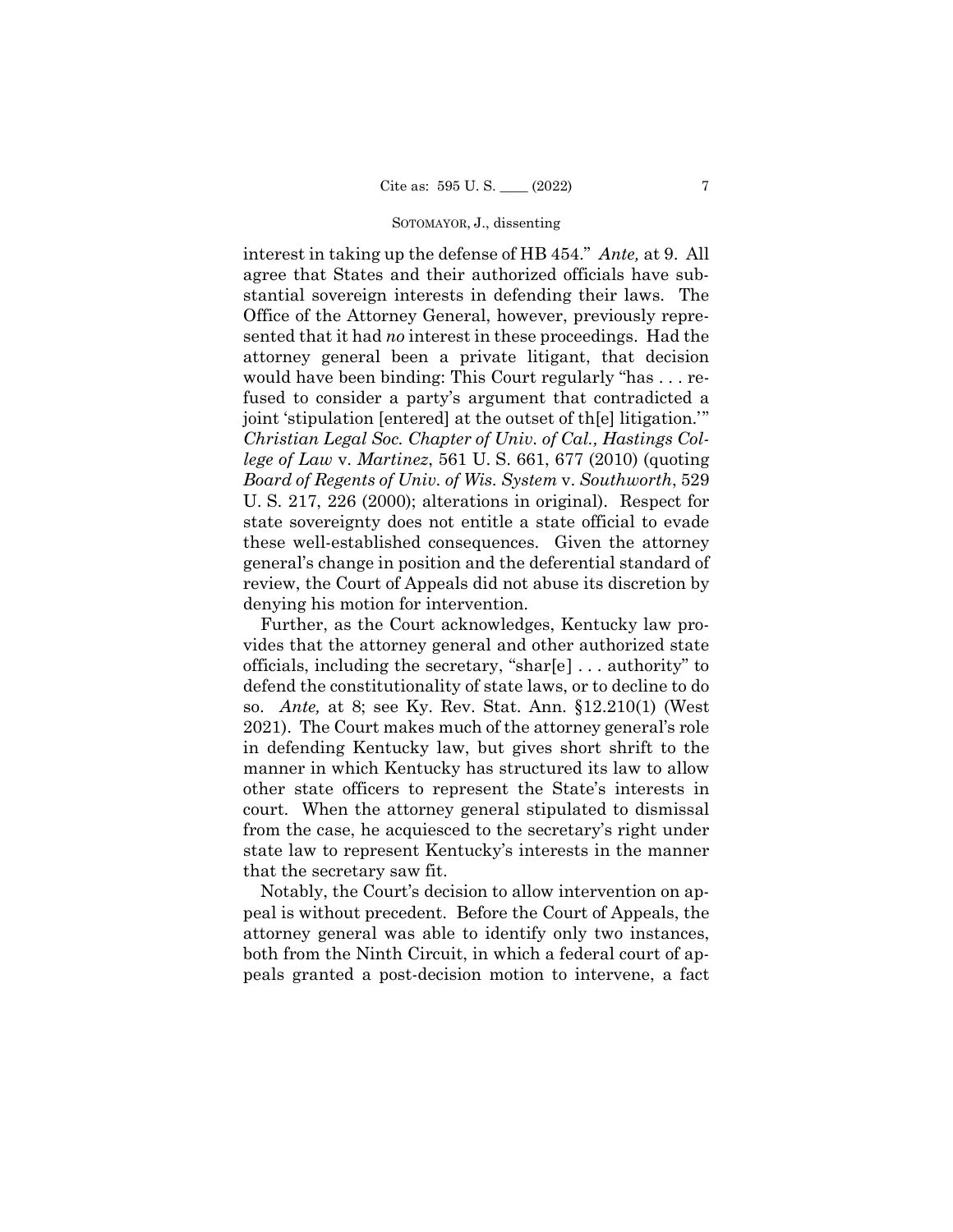interest in taking up the defense of HB 454." *Ante,* at 9. All agree that States and their authorized officials have substantial sovereign interests in defending their laws. The Office of the Attorney General, however, previously represented that it had *no* interest in these proceedings. Had the attorney general been a private litigant, that decision would have been binding: This Court regularly "has . . . refused to consider a party's argument that contradicted a joint 'stipulation [entered] at the outset of th[e] litigation.'" *Christian Legal Soc. Chapter of Univ. of Cal., Hastings College of Law* v. *Martinez*, 561 U. S. 661, 677 (2010) (quoting *Board of Regents of Univ. of Wis. System* v. *Southworth*, 529 U. S. 217, 226 (2000); alterations in original). Respect for state sovereignty does not entitle a state official to evade these well-established consequences. Given the attorney general's change in position and the deferential standard of review, the Court of Appeals did not abuse its discretion by denying his motion for intervention.

Further, as the Court acknowledges, Kentucky law provides that the attorney general and other authorized state officials, including the secretary, "shar[e] . . . authority" to defend the constitutionality of state laws, or to decline to do so. *Ante,* at 8; see Ky. Rev. Stat. Ann. §12.210(1) (West 2021). The Court makes much of the attorney general's role in defending Kentucky law, but gives short shrift to the manner in which Kentucky has structured its law to allow other state officers to represent the State's interests in court. When the attorney general stipulated to dismissal from the case, he acquiesced to the secretary's right under state law to represent Kentucky's interests in the manner that the secretary saw fit.

Notably, the Court's decision to allow intervention on appeal is without precedent. Before the Court of Appeals, the attorney general was able to identify only two instances, both from the Ninth Circuit, in which a federal court of appeals granted a post-decision motion to intervene, a fact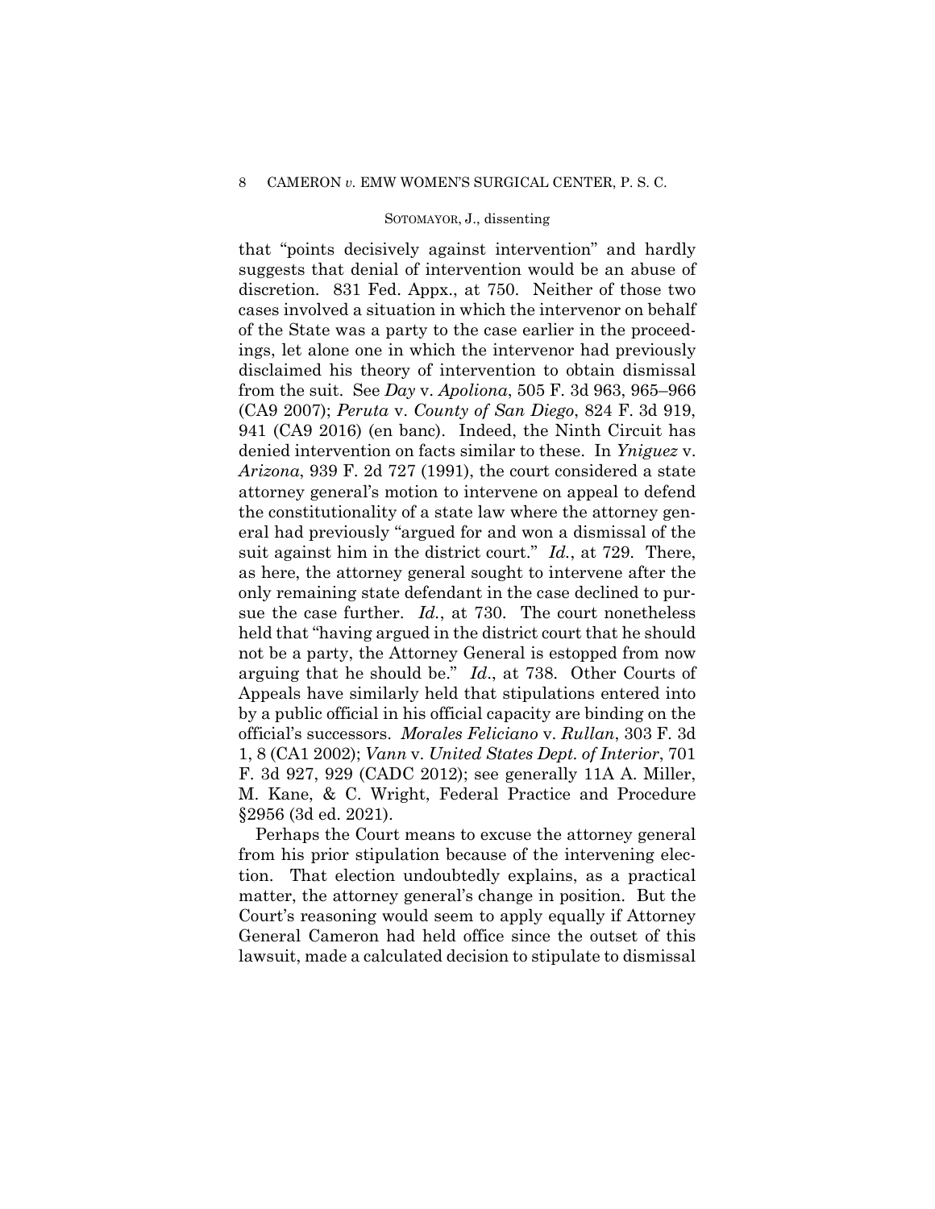that "points decisively against intervention" and hardly suggests that denial of intervention would be an abuse of discretion. 831 Fed. Appx., at 750. Neither of those two cases involved a situation in which the intervenor on behalf of the State was a party to the case earlier in the proceedings, let alone one in which the intervenor had previously disclaimed his theory of intervention to obtain dismissal from the suit. See *Day* v. *Apoliona*, 505 F. 3d 963, 965–966 (CA9 2007); *Peruta* v. *County of San Diego*, 824 F. 3d 919, 941 (CA9 2016) (en banc). Indeed, the Ninth Circuit has denied intervention on facts similar to these. In *Yniguez* v. *Arizona*, 939 F. 2d 727 (1991), the court considered a state attorney general's motion to intervene on appeal to defend the constitutionality of a state law where the attorney general had previously "argued for and won a dismissal of the suit against him in the district court." *Id.*, at 729. There, as here, the attorney general sought to intervene after the only remaining state defendant in the case declined to pursue the case further. *Id.*, at 730. The court nonetheless held that "having argued in the district court that he should not be a party, the Attorney General is estopped from now arguing that he should be." *Id*., at 738. Other Courts of Appeals have similarly held that stipulations entered into by a public official in his official capacity are binding on the official's successors. *Morales Feliciano* v. *Rullan*, 303 F. 3d 1, 8 (CA1 2002); *Vann* v. *United States Dept. of Interior*, 701 F. 3d 927, 929 (CADC 2012); see generally 11A A. Miller, M. Kane, & C. Wright, Federal Practice and Procedure §2956 (3d ed. 2021).

Perhaps the Court means to excuse the attorney general from his prior stipulation because of the intervening election. That election undoubtedly explains, as a practical matter, the attorney general's change in position. But the Court's reasoning would seem to apply equally if Attorney General Cameron had held office since the outset of this lawsuit, made a calculated decision to stipulate to dismissal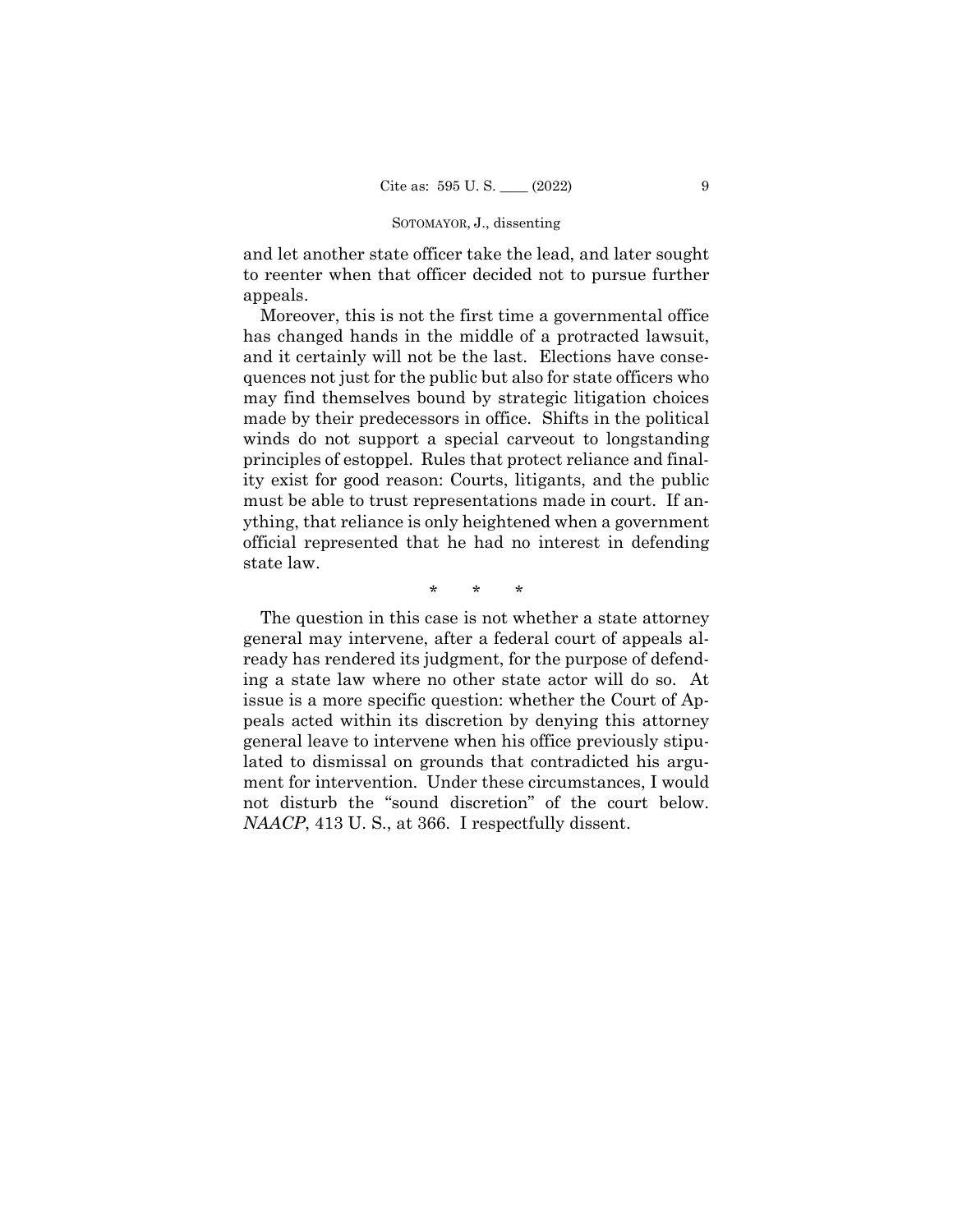and let another state officer take the lead, and later sought to reenter when that officer decided not to pursue further appeals.

Moreover, this is not the first time a governmental office has changed hands in the middle of a protracted lawsuit, and it certainly will not be the last. Elections have consequences not just for the public but also for state officers who may find themselves bound by strategic litigation choices made by their predecessors in office. Shifts in the political winds do not support a special carveout to longstanding principles of estoppel. Rules that protect reliance and finality exist for good reason: Courts, litigants, and the public must be able to trust representations made in court. If anything, that reliance is only heightened when a government official represented that he had no interest in defending state law.

\* \* \*

The question in this case is not whether a state attorney general may intervene, after a federal court of appeals already has rendered its judgment, for the purpose of defending a state law where no other state actor will do so. At issue is a more specific question: whether the Court of Appeals acted within its discretion by denying this attorney general leave to intervene when his office previously stipulated to dismissal on grounds that contradicted his argument for intervention. Under these circumstances, I would not disturb the "sound discretion" of the court below. *NAACP*, 413 U. S., at 366. I respectfully dissent.